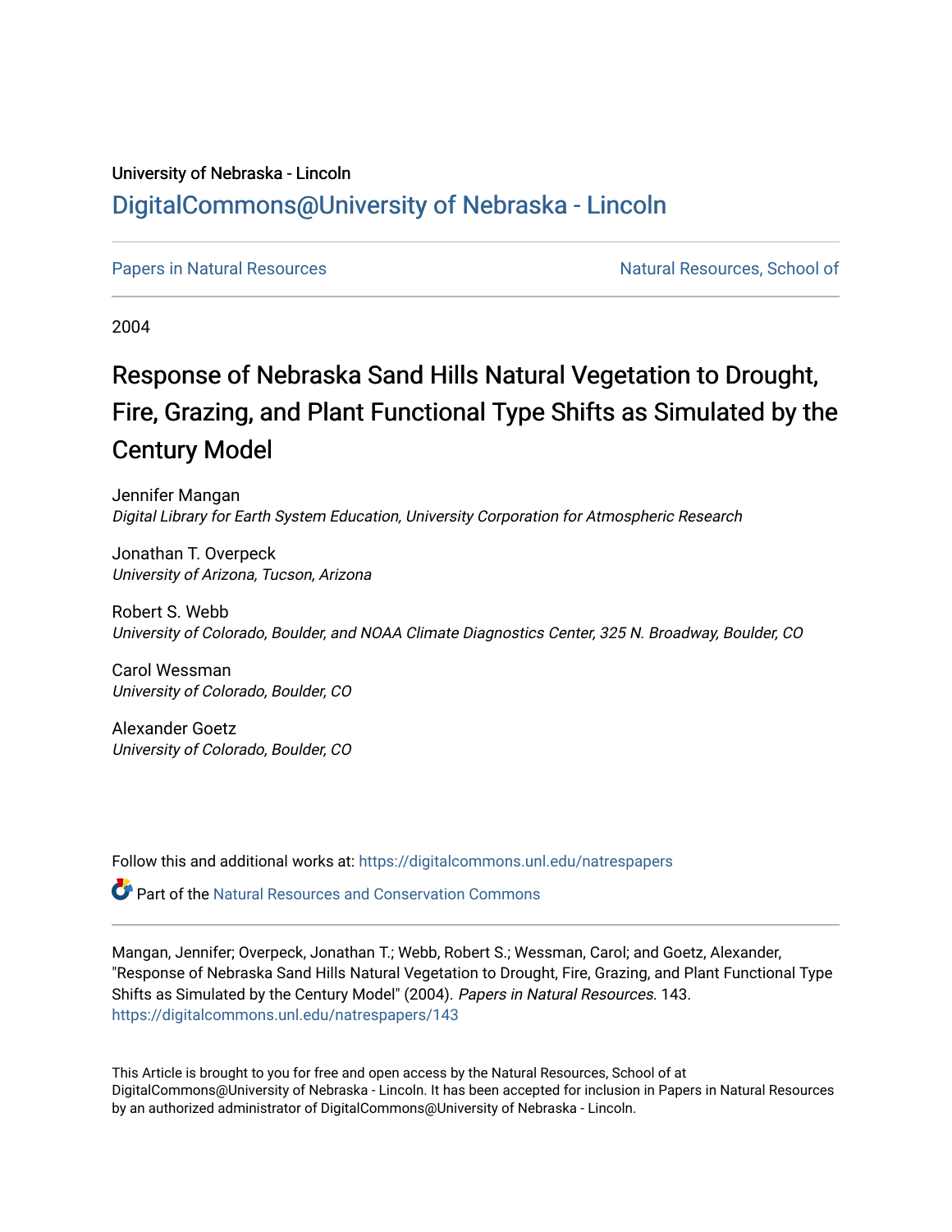University of Nebraska - Lincoln

DigitalCommons@University of Nebraska - Lincoln

Papers in Natural Resources

Natural Resources, School of

2004

# Response of Nebraska Sand Hills Natural Vegetation to Drought, Fire, Grazing, and Plant Functional Type Shifts as Simulated by the Century Model

Jennifer Mangan
*Digital Library for Earth System Education, University Corporation for Atmospheric Research*

Jonathan T. Overpeck
*University of Arizona, Tucson, Arizona*

Robert S. Webb
*University of Colorado, Boulder, and NOAA Climate Diagnostics Center, 325 N. Broadway, Boulder, CO*

Carol Wessman
*University of Colorado, Boulder, CO*

Alexander Goetz
*University of Colorado, Boulder, CO*

Follow this and additional works at: https://digitalcommons.unl.edu/natrespapers

Part of the Natural Resources and Conservation Commons

Mangan, Jennifer; Overpeck, Jonathan T.; Webb, Robert S.; Wessman, Carol; and Goetz, Alexander, "Response of Nebraska Sand Hills Natural Vegetation to Drought, Fire, Grazing, and Plant Functional Type Shifts as Simulated by the Century Model" (2004). *Papers in Natural Resources*. 143.
https://digitalcommons.unl.edu/natrespapers/143

This Article is brought to you for free and open access by the Natural Resources, School of at DigitalCommons@University of Nebraska - Lincoln. It has been accepted for inclusion in Papers in Natural Resources by an authorized administrator of DigitalCommons@University of Nebraska - Lincoln.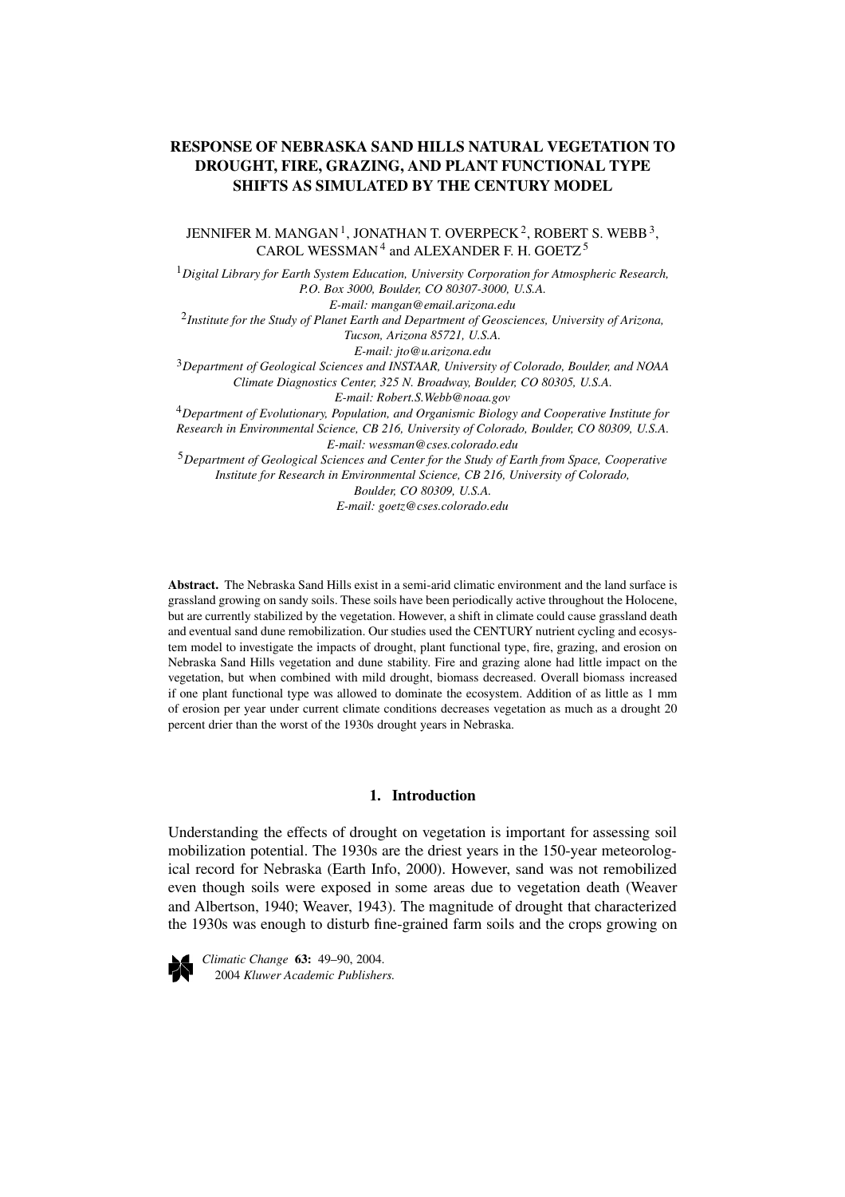# RESPONSE OF NEBRASKA SAND HILLS NATURAL VEGETATION TO DROUGHT, FIRE, GRAZING, AND PLANT FUNCTIONAL TYPE SHIFTS AS SIMULATED BY THE CENTURY MODEL

JENNIFER M. MANGAN [1], JONATHAN T. OVERPECK [2], ROBERT S. WEBB [3], CAROL WESSMAN [4] and ALEXANDER F. H. GOETZ [5]

[1] *Digital Library for Earth System Education, University Corporation for Atmospheric Research, P.O. Box 3000, Boulder, CO 80307-3000, U.S.A.*
*E-mail: mangan@email.arizona.edu*

[2] *Institute for the Study of Planet Earth and Department of Geosciences, University of Arizona, Tucson, Arizona 85721, U.S.A.*
*E-mail: jto@u.arizona.edu*

[3] *Department of Geological Sciences and INSTAAR, University of Colorado, Boulder, and NOAA Climate Diagnostics Center, 325 N. Broadway, Boulder, CO 80305, U.S.A.*
*E-mail: Robert.S.Webb@noaa.gov*

[4] *Department of Evolutionary, Population, and Organismic Biology and Cooperative Institute for Research in Environmental Science, CB 216, University of Colorado, Boulder, CO 80309, U.S.A.*
*E-mail: wessman@cses.colorado.edu*

[5] *Department of Geological Sciences and Center for the Study of Earth from Space, Cooperative Institute for Research in Environmental Science, CB 216, University of Colorado, Boulder, CO 80309, U.S.A.*
*E-mail: goetz@cses.colorado.edu*

**Abstract.** The Nebraska Sand Hills exist in a semi-arid climatic environment and the land surface is grassland growing on sandy soils. These soils have been periodically active throughout the Holocene, but are currently stabilized by the vegetation. However, a shift in climate could cause grassland death and eventual sand dune remobilization. Our studies used the CENTURY nutrient cycling and ecosystem model to investigate the impacts of drought, plant functional type, fire, grazing, and erosion on Nebraska Sand Hills vegetation and dune stability. Fire and grazing alone had little impact on the vegetation, but when combined with mild drought, biomass decreased. Overall biomass increased if one plant functional type was allowed to dominate the ecosystem. Addition of as little as 1 mm of erosion per year under current climate conditions decreases vegetation as much as a drought 20 percent drier than the worst of the 1930s drought years in Nebraska.

## 1. Introduction

Understanding the effects of drought on vegetation is important for assessing soil mobilization potential. The 1930s are the driest years in the 150-year meteorological record for Nebraska (Earth Info, 2000). However, sand was not remobilized even though soils were exposed in some areas due to vegetation death (Weaver and Albertson, 1940; Weaver, 1943). The magnitude of drought that characterized the 1930s was enough to disturb fine-grained farm soils and the crops growing on

*Climatic Change* **63:** 49–90, 2004.
2004 *Kluwer Academic Publishers.*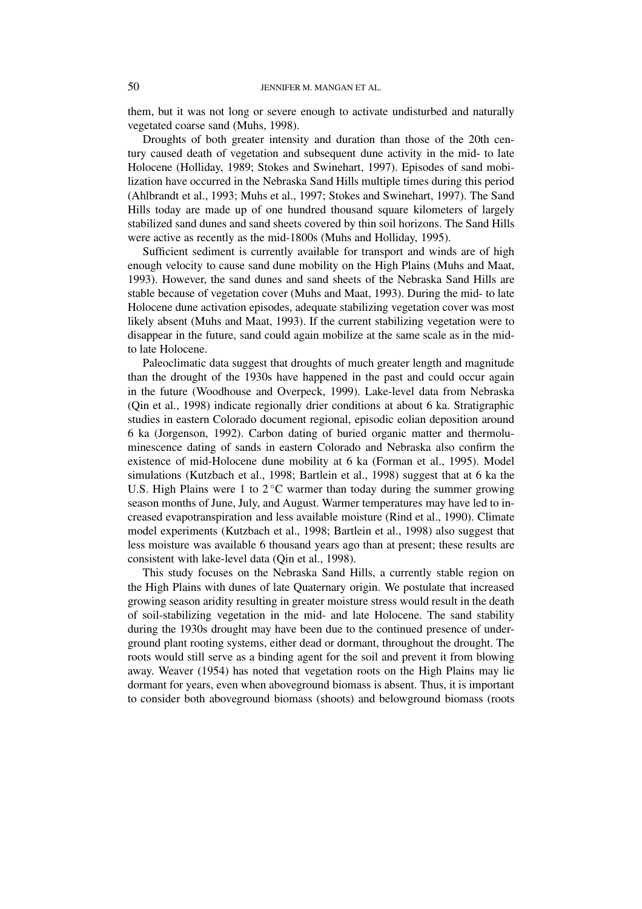them, but it was not long or severe enough to activate undisturbed and naturally vegetated coarse sand (Muhs, 1998).

Droughts of both greater intensity and duration than those of the 20th century caused death of vegetation and subsequent dune activity in the mid- to late Holocene (Holliday, 1989; Stokes and Swinehart, 1997). Episodes of sand mobilization have occurred in the Nebraska Sand Hills multiple times during this period (Ahlbrandt et al., 1993; Muhs et al., 1997; Stokes and Swinehart, 1997). The Sand Hills today are made up of one hundred thousand square kilometers of largely stabilized sand dunes and sand sheets covered by thin soil horizons. The Sand Hills were active as recently as the mid-1800s (Muhs and Holliday, 1995).

Sufficient sediment is currently available for transport and winds are of high enough velocity to cause sand dune mobility on the High Plains (Muhs and Maat, 1993). However, the sand dunes and sand sheets of the Nebraska Sand Hills are stable because of vegetation cover (Muhs and Maat, 1993). During the mid- to late Holocene dune activation episodes, adequate stabilizing vegetation cover was most likely absent (Muhs and Maat, 1993). If the current stabilizing vegetation were to disappear in the future, sand could again mobilize at the same scale as in the mid- to late Holocene.

Paleoclimatic data suggest that droughts of much greater length and magnitude than the drought of the 1930s have happened in the past and could occur again in the future (Woodhouse and Overpeck, 1999). Lake-level data from Nebraska (Qin et al., 1998) indicate regionally drier conditions at about 6 ka. Stratigraphic studies in eastern Colorado document regional, episodic eolian deposition around 6 ka (Jorgenson, 1992). Carbon dating of buried organic matter and thermoluminescence dating of sands in eastern Colorado and Nebraska also confirm the existence of mid-Holocene dune mobility at 6 ka (Forman et al., 1995). Model simulations (Kutzbach et al., 1998; Bartlein et al., 1998) suggest that at 6 ka the U.S. High Plains were 1 to 2 °C warmer than today during the summer growing season months of June, July, and August. Warmer temperatures may have led to increased evapotranspiration and less available moisture (Rind et al., 1990). Climate model experiments (Kutzbach et al., 1998; Bartlein et al., 1998) also suggest that less moisture was available 6 thousand years ago than at present; these results are consistent with lake-level data (Qin et al., 1998).

This study focuses on the Nebraska Sand Hills, a currently stable region on the High Plains with dunes of late Quaternary origin. We postulate that increased growing season aridity resulting in greater moisture stress would result in the death of soil-stabilizing vegetation in the mid- and late Holocene. The sand stability during the 1930s drought may have been due to the continued presence of underground plant rooting systems, either dead or dormant, throughout the drought. The roots would still serve as a binding agent for the soil and prevent it from blowing away. Weaver (1954) has noted that vegetation roots on the High Plains may lie dormant for years, even when aboveground biomass is absent. Thus, it is important to consider both aboveground biomass (shoots) and belowground biomass (roots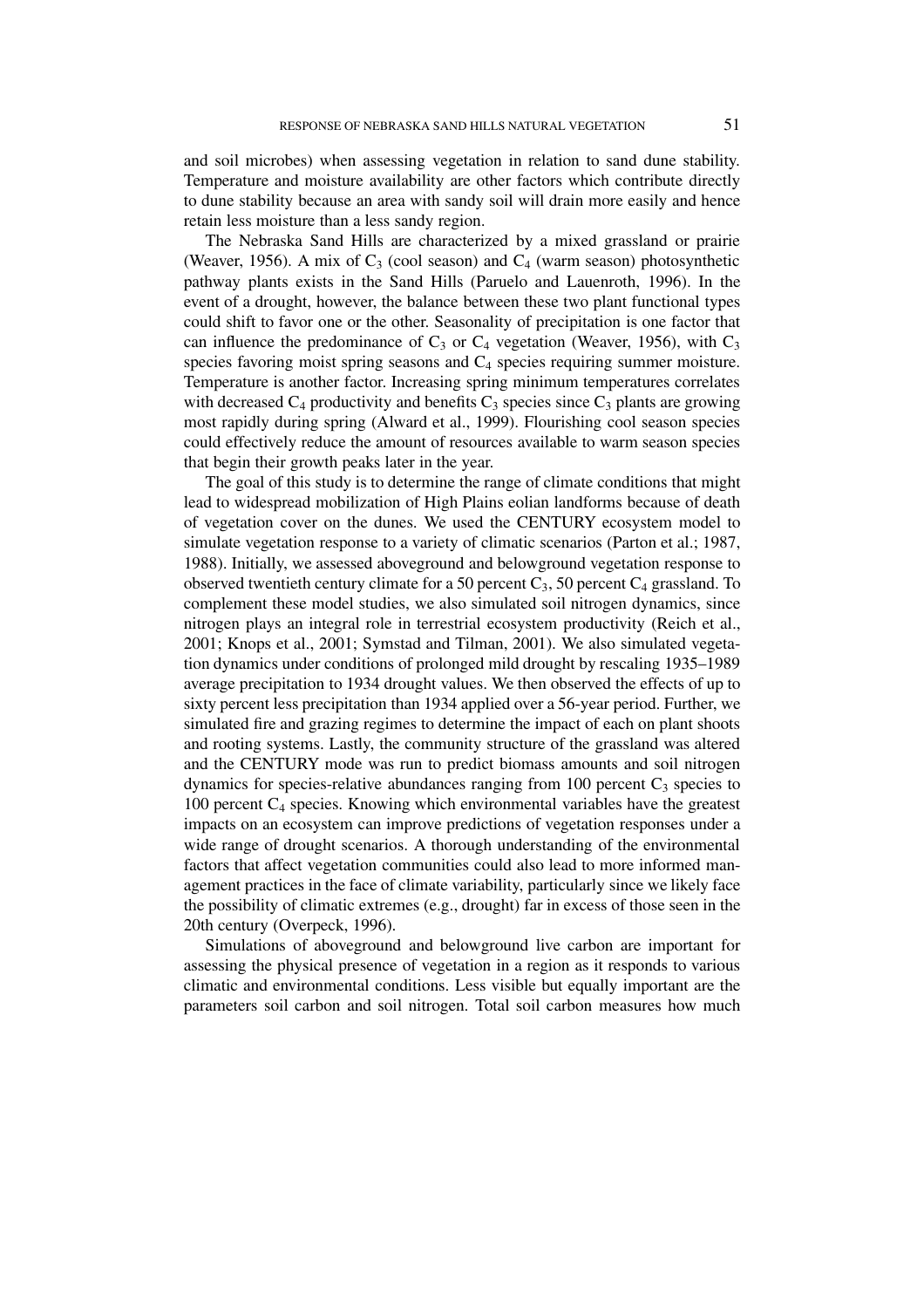and soil microbes) when assessing vegetation in relation to sand dune stability. Temperature and moisture availability are other factors which contribute directly to dune stability because an area with sandy soil will drain more easily and hence retain less moisture than a less sandy region.

The Nebraska Sand Hills are characterized by a mixed grassland or prairie (Weaver, 1956). A mix of $C_3$ (cool season) and $C_4$ (warm season) photosynthetic pathway plants exists in the Sand Hills (Paruelo and Lauenroth, 1996). In the event of a drought, however, the balance between these two plant functional types could shift to favor one or the other. Seasonality of precipitation is one factor that can influence the predominance of $C_3$ or $C_4$ vegetation (Weaver, 1956), with $C_3$ species favoring moist spring seasons and $C_4$ species requiring summer moisture. Temperature is another factor. Increasing spring minimum temperatures correlates with decreased $C_4$ productivity and benefits $C_3$ species since $C_3$ plants are growing most rapidly during spring (Alward et al., 1999). Flourishing cool season species could effectively reduce the amount of resources available to warm season species that begin their growth peaks later in the year.

The goal of this study is to determine the range of climate conditions that might lead to widespread mobilization of High Plains eolian landforms because of death of vegetation cover on the dunes. We used the CENTURY ecosystem model to simulate vegetation response to a variety of climatic scenarios (Parton et al.; 1987, 1988). Initially, we assessed aboveground and belowground vegetation response to observed twentieth century climate for a 50 percent $C_3$, 50 percent $C_4$ grassland. To complement these model studies, we also simulated soil nitrogen dynamics, since nitrogen plays an integral role in terrestrial ecosystem productivity (Reich et al., 2001; Knops et al., 2001; Symstad and Tilman, 2001). We also simulated vegetation dynamics under conditions of prolonged mild drought by rescaling 1935–1989 average precipitation to 1934 drought values. We then observed the effects of up to sixty percent less precipitation than 1934 applied over a 56-year period. Further, we simulated fire and grazing regimes to determine the impact of each on plant shoots and rooting systems. Lastly, the community structure of the grassland was altered and the CENTURY mode was run to predict biomass amounts and soil nitrogen dynamics for species-relative abundances ranging from 100 percent $C_3$ species to 100 percent $C_4$ species. Knowing which environmental variables have the greatest impacts on an ecosystem can improve predictions of vegetation responses under a wide range of drought scenarios. A thorough understanding of the environmental factors that affect vegetation communities could also lead to more informed management practices in the face of climate variability, particularly since we likely face the possibility of climatic extremes (e.g., drought) far in excess of those seen in the 20th century (Overpeck, 1996).

Simulations of aboveground and belowground live carbon are important for assessing the physical presence of vegetation in a region as it responds to various climatic and environmental conditions. Less visible but equally important are the parameters soil carbon and soil nitrogen. Total soil carbon measures how much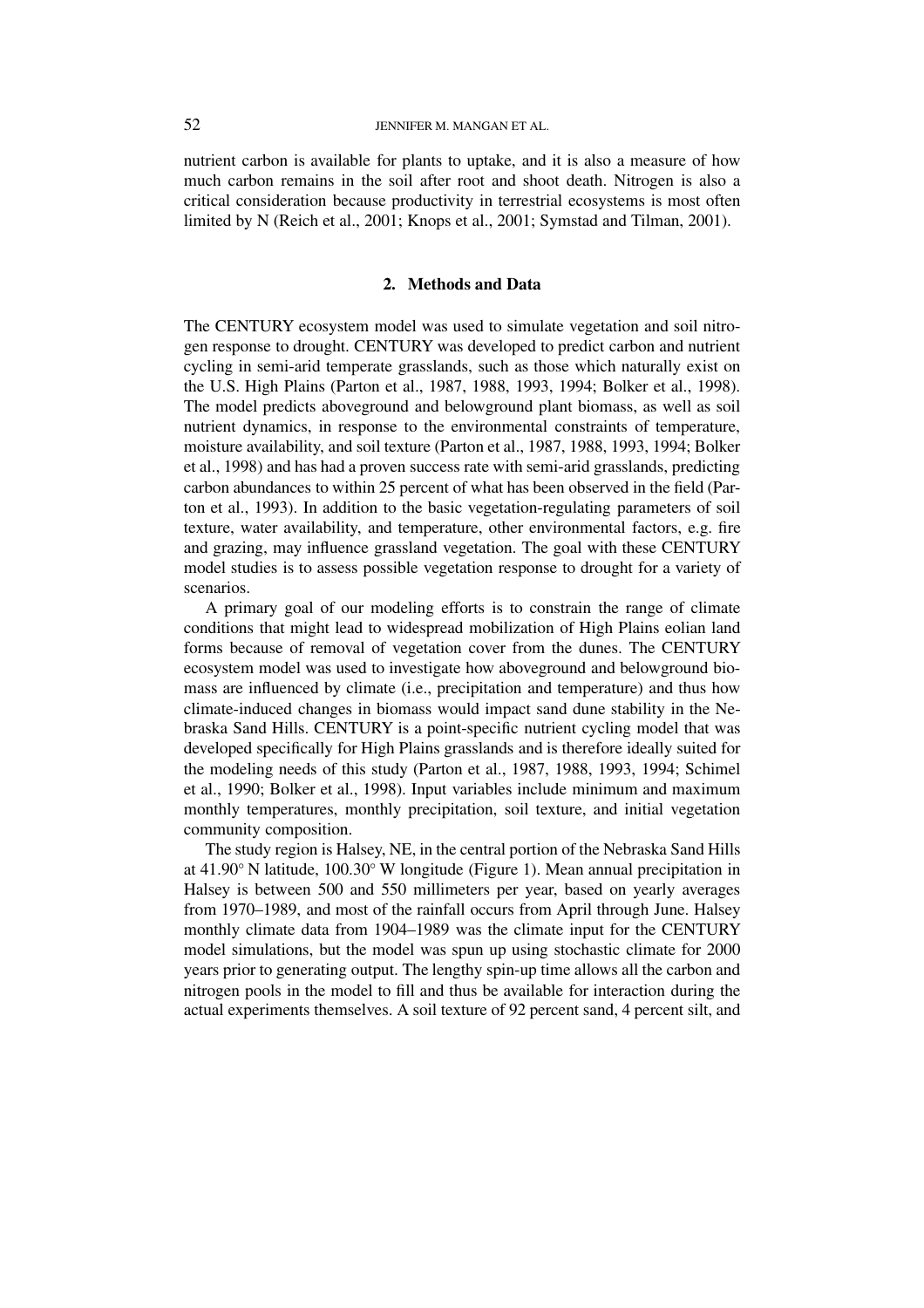nutrient carbon is available for plants to uptake, and it is also a measure of how much carbon remains in the soil after root and shoot death. Nitrogen is also a critical consideration because productivity in terrestrial ecosystems is most often limited by N (Reich et al., 2001; Knops et al., 2001; Symstad and Tilman, 2001).

## 2. Methods and Data

The CENTURY ecosystem model was used to simulate vegetation and soil nitrogen response to drought. CENTURY was developed to predict carbon and nutrient cycling in semi-arid temperate grasslands, such as those which naturally exist on the U.S. High Plains (Parton et al., 1987, 1988, 1993, 1994; Bolker et al., 1998). The model predicts aboveground and belowground plant biomass, as well as soil nutrient dynamics, in response to the environmental constraints of temperature, moisture availability, and soil texture (Parton et al., 1987, 1988, 1993, 1994; Bolker et al., 1998) and has had a proven success rate with semi-arid grasslands, predicting carbon abundances to within 25 percent of what has been observed in the field (Parton et al., 1993). In addition to the basic vegetation-regulating parameters of soil texture, water availability, and temperature, other environmental factors, e.g. fire and grazing, may influence grassland vegetation. The goal with these CENTURY model studies is to assess possible vegetation response to drought for a variety of scenarios.

A primary goal of our modeling efforts is to constrain the range of climate conditions that might lead to widespread mobilization of High Plains eolian land forms because of removal of vegetation cover from the dunes. The CENTURY ecosystem model was used to investigate how aboveground and belowground biomass are influenced by climate (i.e., precipitation and temperature) and thus how climate-induced changes in biomass would impact sand dune stability in the Nebraska Sand Hills. CENTURY is a point-specific nutrient cycling model that was developed specifically for High Plains grasslands and is therefore ideally suited for the modeling needs of this study (Parton et al., 1987, 1988, 1993, 1994; Schimel et al., 1990; Bolker et al., 1998). Input variables include minimum and maximum monthly temperatures, monthly precipitation, soil texture, and initial vegetation community composition.

The study region is Halsey, NE, in the central portion of the Nebraska Sand Hills at 41.90° N latitude, 100.30° W longitude (Figure 1). Mean annual precipitation in Halsey is between 500 and 550 millimeters per year, based on yearly averages from 1970–1989, and most of the rainfall occurs from April through June. Halsey monthly climate data from 1904–1989 was the climate input for the CENTURY model simulations, but the model was spun up using stochastic climate for 2000 years prior to generating output. The lengthy spin-up time allows all the carbon and nitrogen pools in the model to fill and thus be available for interaction during the actual experiments themselves. A soil texture of 92 percent sand, 4 percent silt, and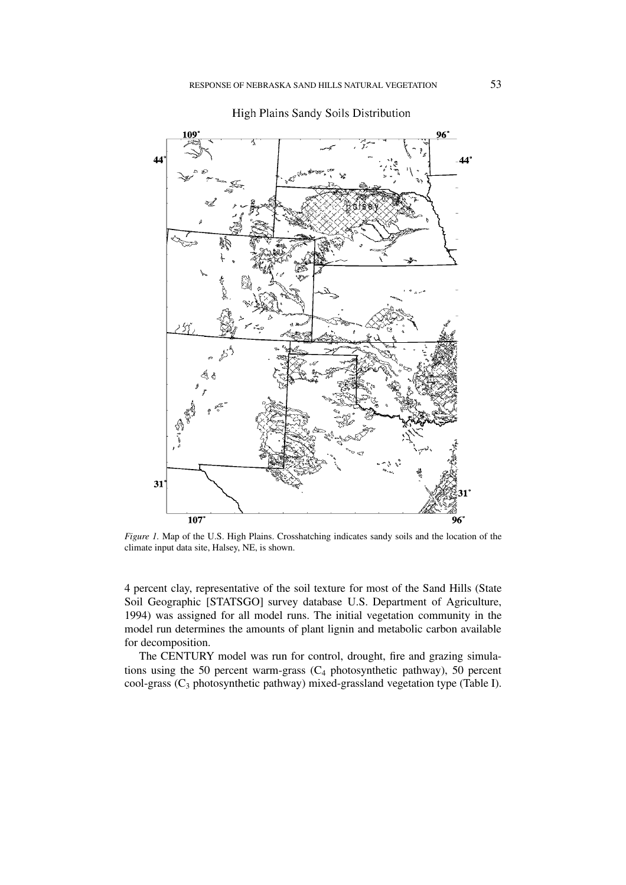High Plains Sandy Soils Distribution

*Figure 1.* Map of the U.S. High Plains. Crosshatching indicates sandy soils and the location of the climate input data site, Halsey, NE, is shown.

4 percent clay, representative of the soil texture for most of the Sand Hills (State Soil Geographic [STATSGO] survey database U.S. Department of Agriculture, 1994) was assigned for all model runs. The initial vegetation community in the model run determines the amounts of plant lignin and metabolic carbon available for decomposition.

The CENTURY model was run for control, drought, fire and grazing simulations using the 50 percent warm-grass ($C_4$ photosynthetic pathway), 50 percent cool-grass ($C_3$ photosynthetic pathway) mixed-grassland vegetation type (Table I).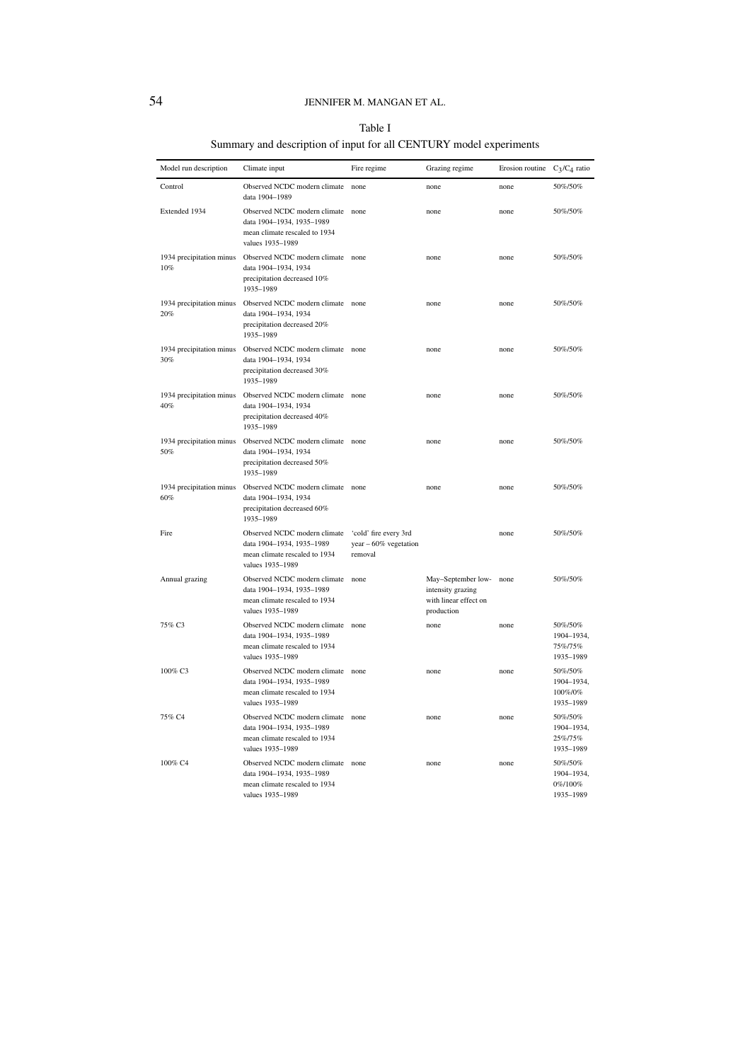Table I

Summary and description of input for all CENTURY model experiments

| Model run description | Climate input | Fire regime | Grazing regime | Erosion routine | $C_3/C_4$ ratio |
|---|---|---|---|---|---|
| Control | Observed NCDC modern climate data 1904–1989 | none | none | none | 50%/50% |
| Extended 1934 | Observed NCDC modern climate data 1904–1934, 1935–1989 mean climate rescaled to 1934 values 1935–1989 | none | none | none | 50%/50% |
| 1934 precipitation minus 10% | Observed NCDC modern climate data 1904–1934, 1934 precipitation decreased 10% 1935–1989 | none | none | none | 50%/50% |
| 1934 precipitation minus 20% | Observed NCDC modern climate data 1904–1934, 1934 precipitation decreased 20% 1935–1989 | none | none | none | 50%/50% |
| 1934 precipitation minus 30% | Observed NCDC modern climate data 1904–1934, 1934 precipitation decreased 30% 1935–1989 | none | none | none | 50%/50% |
| 1934 precipitation minus 40% | Observed NCDC modern climate data 1904–1934, 1934 precipitation decreased 40% 1935–1989 | none | none | none | 50%/50% |
| 1934 precipitation minus 50% | Observed NCDC modern climate data 1904–1934, 1934 precipitation decreased 50% 1935–1989 | none | none | none | 50%/50% |
| 1934 precipitation minus 60% | Observed NCDC modern climate data 1904–1934, 1934 precipitation decreased 60% 1935–1989 | none | none | none | 50%/50% |
| Fire | Observed NCDC modern climate data 1904–1934, 1935–1989 mean climate rescaled to 1934 values 1935–1989 | 'cold' fire every 3rd year – 60% vegetation removal | | none | 50%/50% |
| Annual grazing | Observed NCDC modern climate data 1904–1934, 1935–1989 mean climate rescaled to 1934 values 1935–1989 | none | May–September low-intensity grazing with linear effect on production | none | 50%/50% |
| 75% C3 | Observed NCDC modern climate data 1904–1934, 1935–1989 mean climate rescaled to 1934 values 1935–1989 | none | none | none | 50%/50% 1904–1934, 75%/75% 1935–1989 |
| 100% C3 | Observed NCDC modern climate data 1904–1934, 1935–1989 mean climate rescaled to 1934 values 1935–1989 | none | none | none | 50%/50% 1904–1934, 100%/0% 1935–1989 |
| 75% C4 | Observed NCDC modern climate data 1904–1934, 1935–1989 mean climate rescaled to 1934 values 1935–1989 | none | none | none | 50%/50% 1904–1934, 25%/75% 1935–1989 |
| 100% C4 | Observed NCDC modern climate data 1904–1934, 1935–1989 mean climate rescaled to 1934 values 1935–1989 | none | none | none | 50%/50% 1904–1934, 0%/100% 1935–1989 |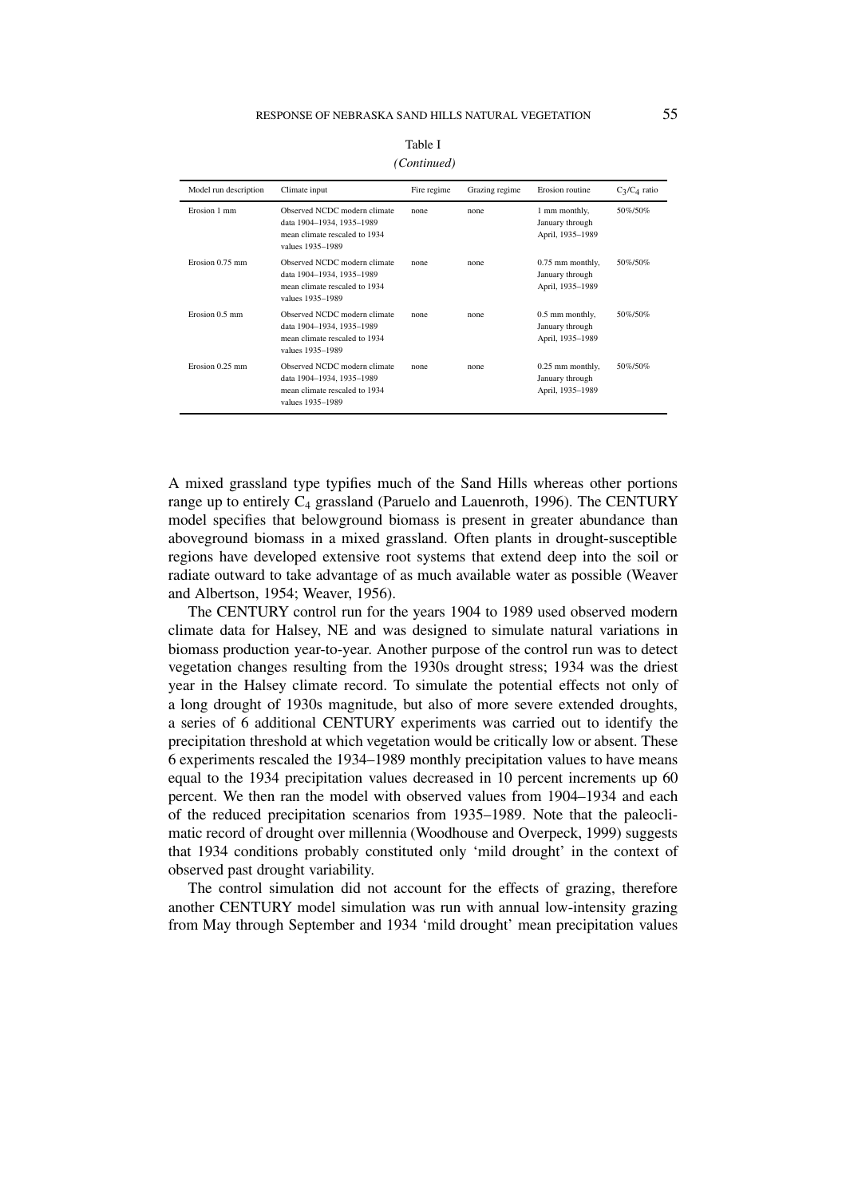Table I

*(Continued)*

| Model run description | Climate input | Fire regime | Grazing regime | Erosion routine | $C_3/C_4$ ratio |
|---|---|---|---|---|---|
| Erosion 1 mm | Observed NCDC modern climate data 1904–1934, 1935–1989 mean climate rescaled to 1934 values 1935–1989 | none | none | 1 mm monthly, January through April, 1935–1989 | 50%/50% |
| Erosion 0.75 mm | Observed NCDC modern climate data 1904–1934, 1935–1989 mean climate rescaled to 1934 values 1935–1989 | none | none | 0.75 mm monthly, January through April, 1935–1989 | 50%/50% |
| Erosion 0.5 mm | Observed NCDC modern climate data 1904–1934, 1935–1989 mean climate rescaled to 1934 values 1935–1989 | none | none | 0.5 mm monthly, January through April, 1935–1989 | 50%/50% |
| Erosion 0.25 mm | Observed NCDC modern climate data 1904–1934, 1935–1989 mean climate rescaled to 1934 values 1935–1989 | none | none | 0.25 mm monthly, January through April, 1935–1989 | 50%/50% |

A mixed grassland type typifies much of the Sand Hills whereas other portions range up to entirely $C_4$ grassland (Paruelo and Lauenroth, 1996). The CENTURY model specifies that belowground biomass is present in greater abundance than aboveground biomass in a mixed grassland. Often plants in drought-susceptible regions have developed extensive root systems that extend deep into the soil or radiate outward to take advantage of as much available water as possible (Weaver and Albertson, 1954; Weaver, 1956).

The CENTURY control run for the years 1904 to 1989 used observed modern climate data for Halsey, NE and was designed to simulate natural variations in biomass production year-to-year. Another purpose of the control run was to detect vegetation changes resulting from the 1930s drought stress; 1934 was the driest year in the Halsey climate record. To simulate the potential effects not only of a long drought of 1930s magnitude, but also of more severe extended droughts, a series of 6 additional CENTURY experiments was carried out to identify the precipitation threshold at which vegetation would be critically low or absent. These 6 experiments rescaled the 1934–1989 monthly precipitation values to have means equal to the 1934 precipitation values decreased in 10 percent increments up 60 percent. We then ran the model with observed values from 1904–1934 and each of the reduced precipitation scenarios from 1935–1989. Note that the paleoclimatic record of drought over millennia (Woodhouse and Overpeck, 1999) suggests that 1934 conditions probably constituted only 'mild drought' in the context of observed past drought variability.

The control simulation did not account for the effects of grazing, therefore another CENTURY model simulation was run with annual low-intensity grazing from May through September and 1934 'mild drought' mean precipitation values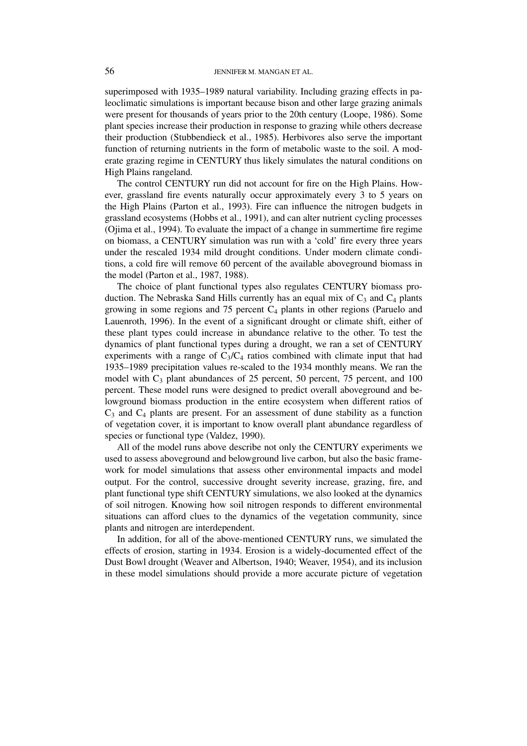superimposed with 1935–1989 natural variability. Including grazing effects in paleoclimatic simulations is important because bison and other large grazing animals were present for thousands of years prior to the 20th century (Loope, 1986). Some plant species increase their production in response to grazing while others decrease their production (Stubbendieck et al., 1985). Herbivores also serve the important function of returning nutrients in the form of metabolic waste to the soil. A moderate grazing regime in CENTURY thus likely simulates the natural conditions on High Plains rangeland.

The control CENTURY run did not account for fire on the High Plains. However, grassland fire events naturally occur approximately every 3 to 5 years on the High Plains (Parton et al., 1993). Fire can influence the nitrogen budgets in grassland ecosystems (Hobbs et al., 1991), and can alter nutrient cycling processes (Ojima et al., 1994). To evaluate the impact of a change in summertime fire regime on biomass, a CENTURY simulation was run with a 'cold' fire every three years under the rescaled 1934 mild drought conditions. Under modern climate conditions, a cold fire will remove 60 percent of the available aboveground biomass in the model (Parton et al., 1987, 1988).

The choice of plant functional types also regulates CENTURY biomass production. The Nebraska Sand Hills currently has an equal mix of $C_3$ and $C_4$ plants growing in some regions and 75 percent $C_4$ plants in other regions (Paruelo and Lauenroth, 1996). In the event of a significant drought or climate shift, either of these plant types could increase in abundance relative to the other. To test the dynamics of plant functional types during a drought, we ran a set of CENTURY experiments with a range of $C_3/C_4$ ratios combined with climate input that had 1935–1989 precipitation values re-scaled to the 1934 monthly means. We ran the model with $C_3$ plant abundances of 25 percent, 50 percent, 75 percent, and 100 percent. These model runs were designed to predict overall aboveground and belowground biomass production in the entire ecosystem when different ratios of $C_3$ and $C_4$ plants are present. For an assessment of dune stability as a function of vegetation cover, it is important to know overall plant abundance regardless of species or functional type (Valdez, 1990).

All of the model runs above describe not only the CENTURY experiments we used to assess aboveground and belowground live carbon, but also the basic framework for model simulations that assess other environmental impacts and model output. For the control, successive drought severity increase, grazing, fire, and plant functional type shift CENTURY simulations, we also looked at the dynamics of soil nitrogen. Knowing how soil nitrogen responds to different environmental situations can afford clues to the dynamics of the vegetation community, since plants and nitrogen are interdependent.

In addition, for all of the above-mentioned CENTURY runs, we simulated the effects of erosion, starting in 1934. Erosion is a widely-documented effect of the Dust Bowl drought (Weaver and Albertson, 1940; Weaver, 1954), and its inclusion in these model simulations should provide a more accurate picture of vegetation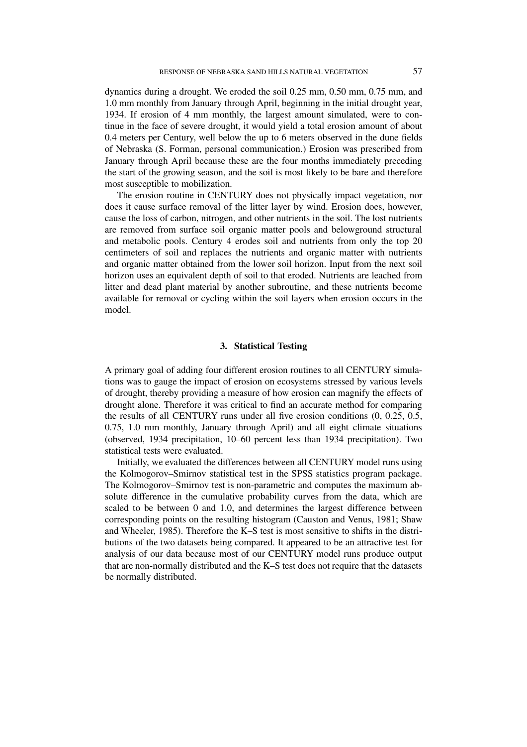dynamics during a drought. We eroded the soil 0.25 mm, 0.50 mm, 0.75 mm, and 1.0 mm monthly from January through April, beginning in the initial drought year, 1934. If erosion of 4 mm monthly, the largest amount simulated, were to continue in the face of severe drought, it would yield a total erosion amount of about 0.4 meters per Century, well below the up to 6 meters observed in the dune fields of Nebraska (S. Forman, personal communication.) Erosion was prescribed from January through April because these are the four months immediately preceding the start of the growing season, and the soil is most likely to be bare and therefore most susceptible to mobilization.

The erosion routine in CENTURY does not physically impact vegetation, nor does it cause surface removal of the litter layer by wind. Erosion does, however, cause the loss of carbon, nitrogen, and other nutrients in the soil. The lost nutrients are removed from surface soil organic matter pools and belowground structural and metabolic pools. Century 4 erodes soil and nutrients from only the top 20 centimeters of soil and replaces the nutrients and organic matter with nutrients and organic matter obtained from the lower soil horizon. Input from the next soil horizon uses an equivalent depth of soil to that eroded. Nutrients are leached from litter and dead plant material by another subroutine, and these nutrients become available for removal or cycling within the soil layers when erosion occurs in the model.

## 3. Statistical Testing

A primary goal of adding four different erosion routines to all CENTURY simulations was to gauge the impact of erosion on ecosystems stressed by various levels of drought, thereby providing a measure of how erosion can magnify the effects of drought alone. Therefore it was critical to find an accurate method for comparing the results of all CENTURY runs under all five erosion conditions (0, 0.25, 0.5, 0.75, 1.0 mm monthly, January through April) and all eight climate situations (observed, 1934 precipitation, 10–60 percent less than 1934 precipitation). Two statistical tests were evaluated.

Initially, we evaluated the differences between all CENTURY model runs using the Kolmogorov–Smirnov statistical test in the SPSS statistics program package. The Kolmogorov–Smirnov test is non-parametric and computes the maximum absolute difference in the cumulative probability curves from the data, which are scaled to be between 0 and 1.0, and determines the largest difference between corresponding points on the resulting histogram (Causton and Venus, 1981; Shaw and Wheeler, 1985). Therefore the K–S test is most sensitive to shifts in the distributions of the two datasets being compared. It appeared to be an attractive test for analysis of our data because most of our CENTURY model runs produce output that are non-normally distributed and the K–S test does not require that the datasets be normally distributed.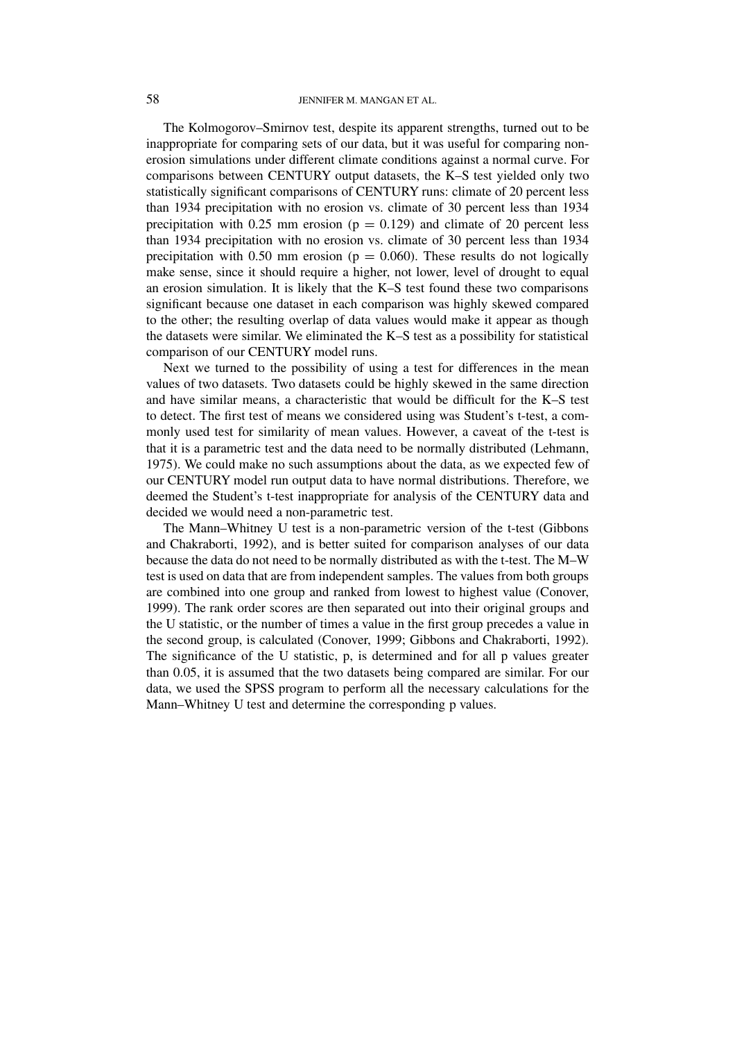The Kolmogorov–Smirnov test, despite its apparent strengths, turned out to be inappropriate for comparing sets of our data, but it was useful for comparing non-erosion simulations under different climate conditions against a normal curve. For comparisons between CENTURY output datasets, the K–S test yielded only two statistically significant comparisons of CENTURY runs: climate of 20 percent less than 1934 precipitation with no erosion vs. climate of 30 percent less than 1934 precipitation with 0.25 mm erosion ($p = 0.129$) and climate of 20 percent less than 1934 precipitation with no erosion vs. climate of 30 percent less than 1934 precipitation with 0.50 mm erosion ($p = 0.060$). These results do not logically make sense, since it should require a higher, not lower, level of drought to equal an erosion simulation. It is likely that the K–S test found these two comparisons significant because one dataset in each comparison was highly skewed compared to the other; the resulting overlap of data values would make it appear as though the datasets were similar. We eliminated the K–S test as a possibility for statistical comparison of our CENTURY model runs.

Next we turned to the possibility of using a test for differences in the mean values of two datasets. Two datasets could be highly skewed in the same direction and have similar means, a characteristic that would be difficult for the K–S test to detect. The first test of means we considered using was Student's t-test, a commonly used test for similarity of mean values. However, a caveat of the t-test is that it is a parametric test and the data need to be normally distributed (Lehmann, 1975). We could make no such assumptions about the data, as we expected few of our CENTURY model run output data to have normal distributions. Therefore, we deemed the Student's t-test inappropriate for analysis of the CENTURY data and decided we would need a non-parametric test.

The Mann–Whitney U test is a non-parametric version of the t-test (Gibbons and Chakraborti, 1992), and is better suited for comparison analyses of our data because the data do not need to be normally distributed as with the t-test. The M–W test is used on data that are from independent samples. The values from both groups are combined into one group and ranked from lowest to highest value (Conover, 1999). The rank order scores are then separated out into their original groups and the U statistic, or the number of times a value in the first group precedes a value in the second group, is calculated (Conover, 1999; Gibbons and Chakraborti, 1992). The significance of the U statistic, p, is determined and for all p values greater than 0.05, it is assumed that the two datasets being compared are similar. For our data, we used the SPSS program to perform all the necessary calculations for the Mann–Whitney U test and determine the corresponding p values.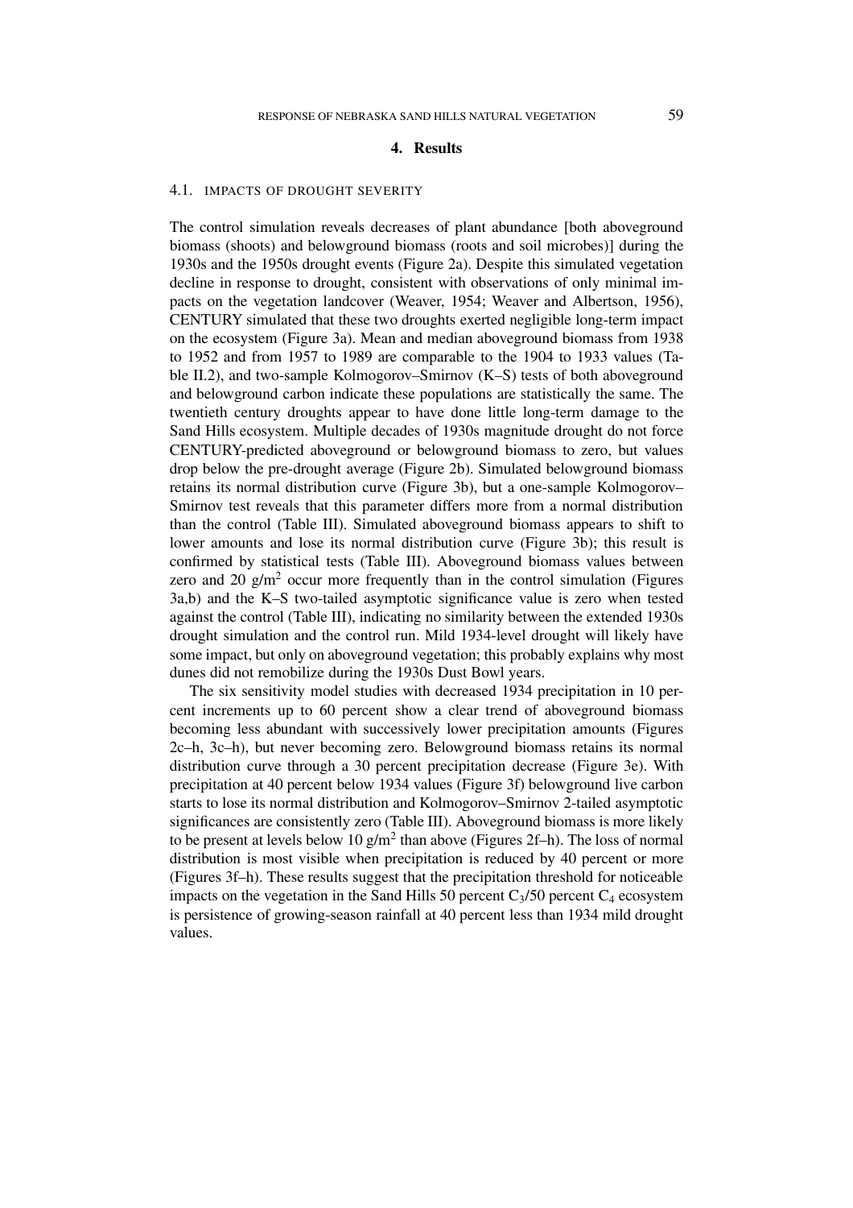## 4. Results

### 4.1. Impacts of Drought Severity

The control simulation reveals decreases of plant abundance [both aboveground biomass (shoots) and belowground biomass (roots and soil microbes)] during the 1930s and the 1950s drought events (Figure 2a). Despite this simulated vegetation decline in response to drought, consistent with observations of only minimal impacts on the vegetation landcover (Weaver, 1954; Weaver and Albertson, 1956), CENTURY simulated that these two droughts exerted negligible long-term impact on the ecosystem (Figure 3a). Mean and median aboveground biomass from 1938 to 1952 and from 1957 to 1989 are comparable to the 1904 to 1933 values (Table II.2), and two-sample Kolmogorov–Smirnov (K–S) tests of both aboveground and belowground carbon indicate these populations are statistically the same. The twentieth century droughts appear to have done little long-term damage to the Sand Hills ecosystem. Multiple decades of 1930s magnitude drought do not force CENTURY-predicted aboveground or belowground biomass to zero, but values drop below the pre-drought average (Figure 2b). Simulated belowground biomass retains its normal distribution curve (Figure 3b), but a one-sample Kolmogorov–Smirnov test reveals that this parameter differs more from a normal distribution than the control (Table III). Simulated aboveground biomass appears to shift to lower amounts and lose its normal distribution curve (Figure 3b); this result is confirmed by statistical tests (Table III). Aboveground biomass values between zero and 20 g/m$^2$ occur more frequently than in the control simulation (Figures 3a,b) and the K–S two-tailed asymptotic significance value is zero when tested against the control (Table III), indicating no similarity between the extended 1930s drought simulation and the control run. Mild 1934-level drought will likely have some impact, but only on aboveground vegetation; this probably explains why most dunes did not remobilize during the 1930s Dust Bowl years.

The six sensitivity model studies with decreased 1934 precipitation in 10 percent increments up to 60 percent show a clear trend of aboveground biomass becoming less abundant with successively lower precipitation amounts (Figures 2c–h, 3c–h), but never becoming zero. Belowground biomass retains its normal distribution curve through a 30 percent precipitation decrease (Figure 3e). With precipitation at 40 percent below 1934 values (Figure 3f) belowground live carbon starts to lose its normal distribution and Kolmogorov–Smirnov 2-tailed asymptotic significances are consistently zero (Table III). Aboveground biomass is more likely to be present at levels below 10 g/m$^2$ than above (Figures 2f–h). The loss of normal distribution is most visible when precipitation is reduced by 40 percent or more (Figures 3f–h). These results suggest that the precipitation threshold for noticeable impacts on the vegetation in the Sand Hills 50 percent $C_3$/50 percent $C_4$ ecosystem is persistence of growing-season rainfall at 40 percent less than 1934 mild drought values.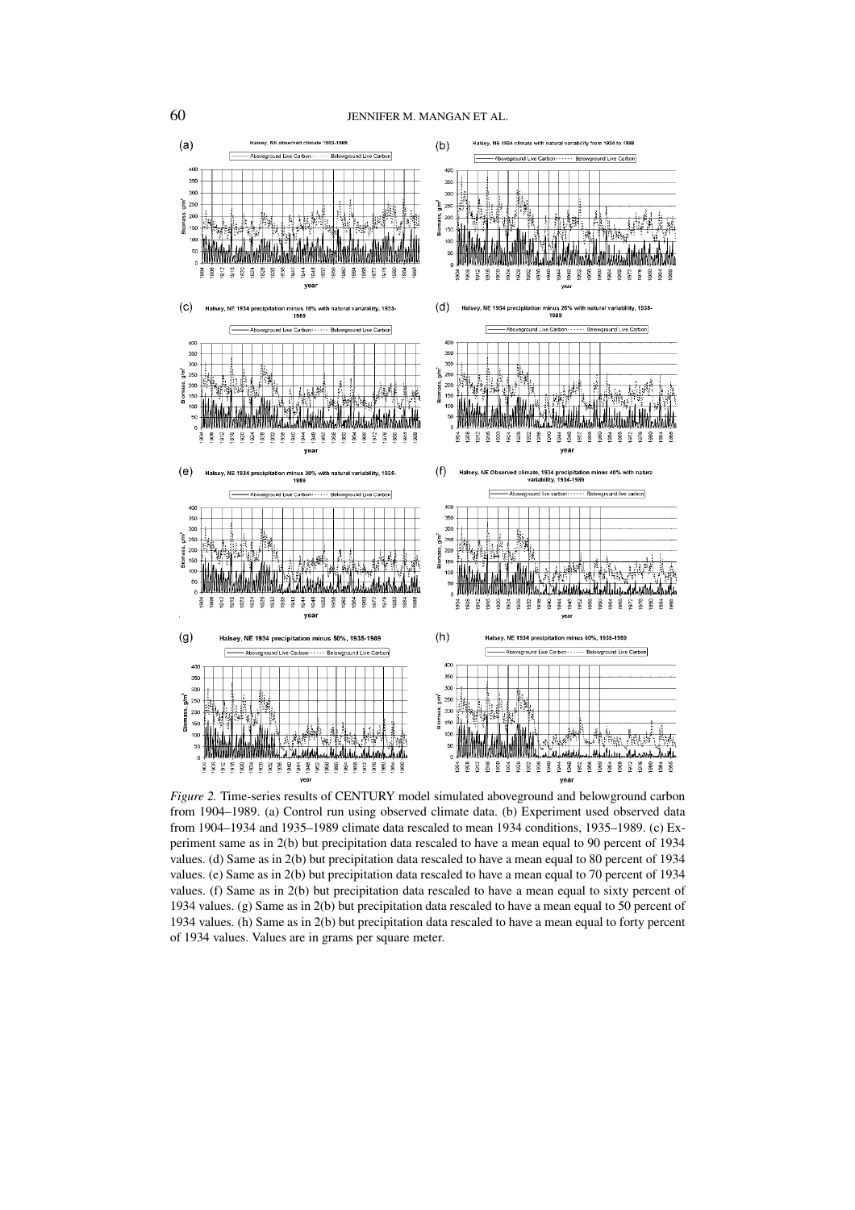*Figure 2.* Time-series results of CENTURY model simulated aboveground and belowground carbon from 1904–1989. (a) Control run using observed climate data. (b) Experiment used observed data from 1904–1934 and 1935–1989 climate data rescaled to mean 1934 conditions, 1935–1989. (c) Experiment same as in 2(b) but precipitation data rescaled to have a mean equal to 90 percent of 1934 values. (d) Same as in 2(b) but precipitation data rescaled to have a mean equal to 80 percent of 1934 values. (e) Same as in 2(b) but precipitation data rescaled to have a mean equal to 70 percent of 1934 values. (f) Same as in 2(b) but precipitation data rescaled to have a mean equal to sixty percent of 1934 values. (g) Same as in 2(b) but precipitation data rescaled to have a mean equal to 50 percent of 1934 values. (h) Same as in 2(b) but precipitation data rescaled to have a mean equal to forty percent of 1934 values. Values are in grams per square meter.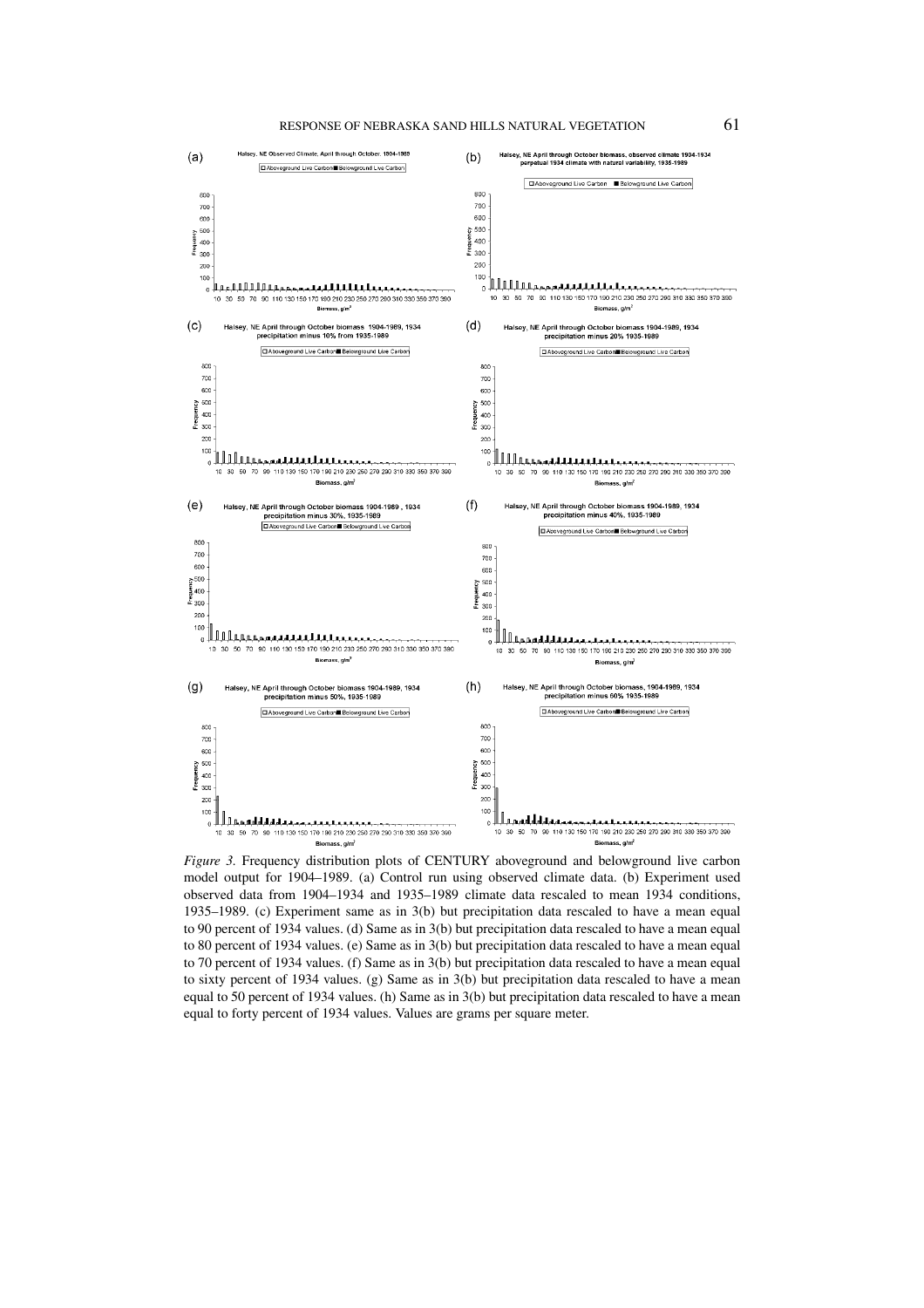*Figure 3.* Frequency distribution plots of CENTURY aboveground and belowground live carbon model output for 1904–1989. (a) Control run using observed climate data. (b) Experiment used observed data from 1904–1934 and 1935–1989 climate data rescaled to mean 1934 conditions, 1935–1989. (c) Experiment same as in 3(b) but precipitation data rescaled to have a mean equal to 90 percent of 1934 values. (d) Same as in 3(b) but precipitation data rescaled to have a mean equal to 80 percent of 1934 values. (e) Same as in 3(b) but precipitation data rescaled to have a mean equal to 70 percent of 1934 values. (f) Same as in 3(b) but precipitation data rescaled to have a mean equal to sixty percent of 1934 values. (g) Same as in 3(b) but precipitation data rescaled to have a mean equal to 50 percent of 1934 values. (h) Same as in 3(b) but precipitation data rescaled to have a mean equal to forty percent of 1934 values. Values are grams per square meter.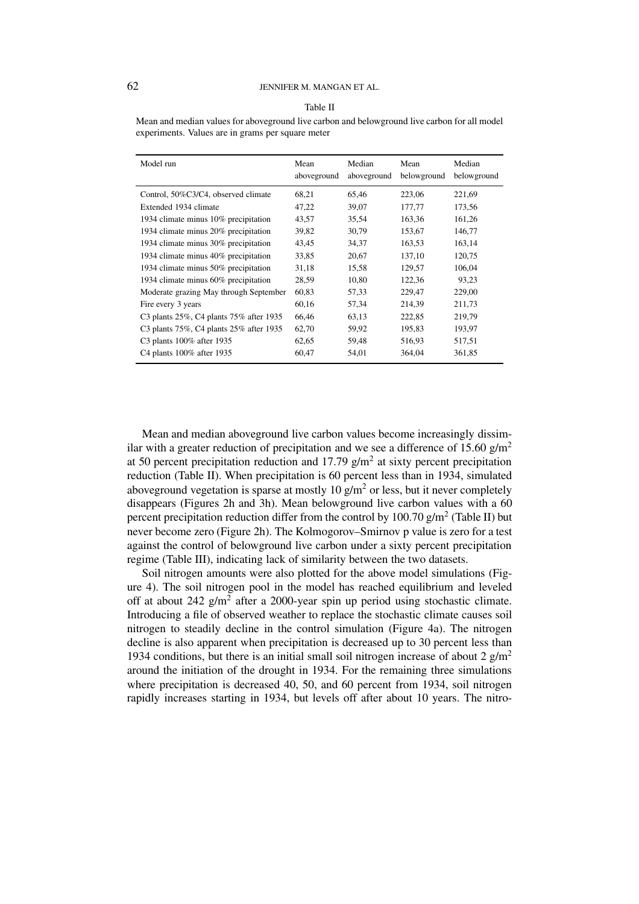Table II

Mean and median values for aboveground live carbon and belowground live carbon for all model experiments. Values are in grams per square meter

| Model run | Mean aboveground | Median aboveground | Mean belowground | Median belowground |
|---|---|---|---|---|
| Control, 50%C3/C4, observed climate | 68,21 | 65,46 | 223,06 | 221,69 |
| Extended 1934 climate | 47,22 | 39,07 | 177,77 | 173,56 |
| 1934 climate minus 10% precipitation | 43,57 | 35,54 | 163,36 | 161,26 |
| 1934 climate minus 20% precipitation | 39,82 | 30,79 | 153,67 | 146,77 |
| 1934 climate minus 30% precipitation | 43,45 | 34,37 | 163,53 | 163,14 |
| 1934 climate minus 40% precipitation | 33,85 | 20,67 | 137,10 | 120,75 |
| 1934 climate minus 50% precipitation | 31,18 | 15,58 | 129,57 | 106,04 |
| 1934 climate minus 60% precipitation | 28,59 | 10,80 | 122,36 | 93,23 |
| Moderate grazing May through September | 60,83 | 57,33 | 229,47 | 229,00 |
| Fire every 3 years | 60,16 | 57,34 | 214,39 | 211,73 |
| C3 plants 25%, C4 plants 75% after 1935 | 66,46 | 63,13 | 222,85 | 219,79 |
| C3 plants 75%, C4 plants 25% after 1935 | 62,70 | 59,92 | 195,83 | 193,97 |
| C3 plants 100% after 1935 | 62,65 | 59,48 | 516,93 | 517,51 |
| C4 plants 100% after 1935 | 60,47 | 54,01 | 364,04 | 361,85 |

Mean and median aboveground live carbon values become increasingly dissimilar with a greater reduction of precipitation and we see a difference of 15.60 $g/m^2$ at 50 percent precipitation reduction and 17.79 $g/m^2$ at sixty percent precipitation reduction (Table II). When precipitation is 60 percent less than in 1934, simulated aboveground vegetation is sparse at mostly 10 $g/m^2$ or less, but it never completely disappears (Figures 2h and 3h). Mean belowground live carbon values with a 60 percent precipitation reduction differ from the control by 100.70 $g/m^2$ (Table II) but never become zero (Figure 2h). The Kolmogorov–Smirnov p value is zero for a test against the control of belowground live carbon under a sixty percent precipitation regime (Table III), indicating lack of similarity between the two datasets.

Soil nitrogen amounts were also plotted for the above model simulations (Figure 4). The soil nitrogen pool in the model has reached equilibrium and leveled off at about 242 $g/m^2$ after a 2000-year spin up period using stochastic climate. Introducing a file of observed weather to replace the stochastic climate causes soil nitrogen to steadily decline in the control simulation (Figure 4a). The nitrogen decline is also apparent when precipitation is decreased up to 30 percent less than 1934 conditions, but there is an initial small soil nitrogen increase of about 2 $g/m^2$ around the initiation of the drought in 1934. For the remaining three simulations where precipitation is decreased 40, 50, and 60 percent from 1934, soil nitrogen rapidly increases starting in 1934, but levels off after about 10 years. The nitro-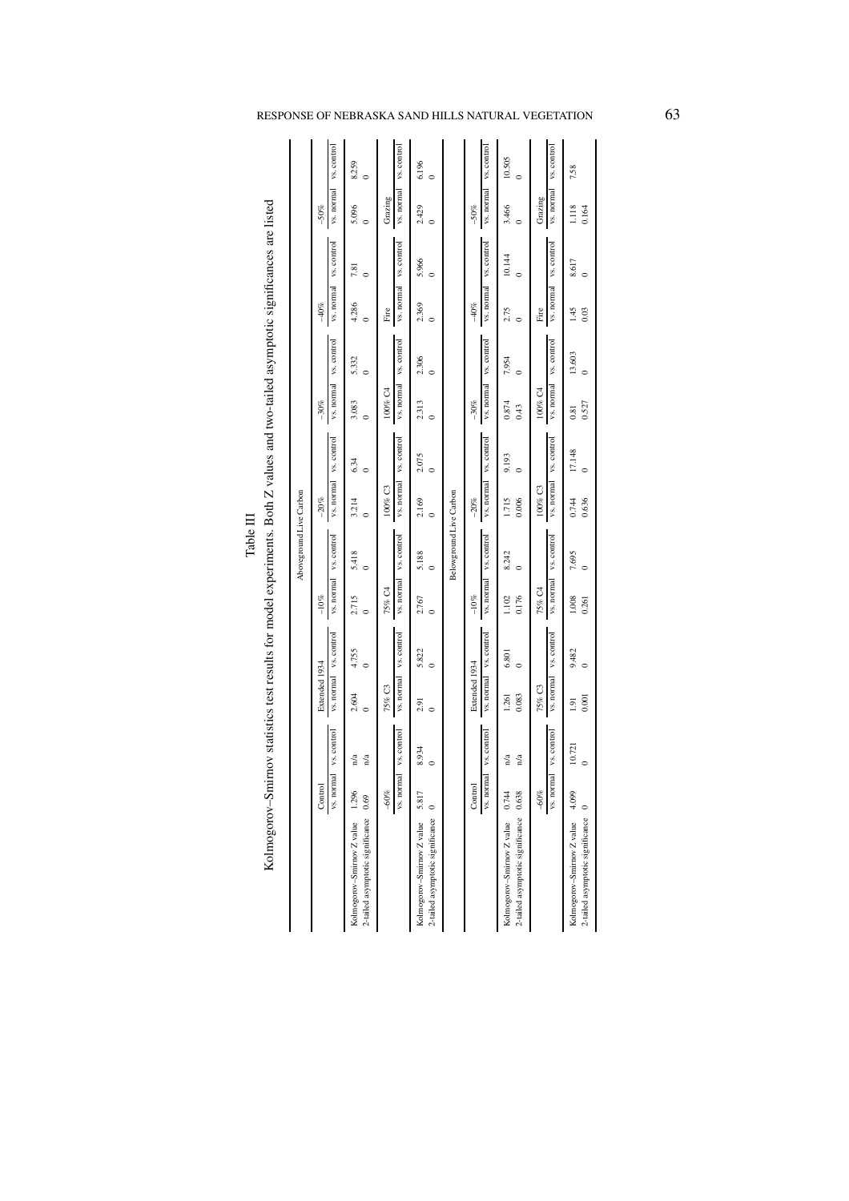Table III

Kolmogorov–Smirnov statistics test results for model experiments. Both Z values and two-tailed asymptotic significances are listed

**Aboveground Live Carbon**

| | Control | | Extended 1934 | | –10% | | –20% | | –30% | | –40% | | –50% | |
|---|---|---|---|---|---|---|---|---|---|---|---|---|---|---|
| | vs. normal | vs. control | vs. normal | vs. control | vs. normal | vs. control | vs. normal | vs. control | vs. normal | vs. control | vs. normal | vs. control | vs. normal | vs. control |
| Kolmogorov–Smirnov Z value | 1.296 | n/a | 2.604 | 4.755 | 2.715 | 5.418 | 3.214 | 6.34 | 3.083 | 5.332 | 4.286 | 7.81 | 5.096 | 8.259 |
| 2-tailed asymptotic significance | 0.69 | n/a | 0 | 0 | 0 | 0 | 0 | 0 | 0 | 0 | 0 | 0 | 0 | 0 |

| | –60% | | 75% C3 | | 75% C4 | | 100% C3 | | 100% C4 | | Fire | | Grazing | |
|---|---|---|---|---|---|---|---|---|---|---|---|---|---|---|
| | vs. normal | vs. control | vs. normal | vs. control | vs. normal | vs. control | vs. normal | vs. control | vs. normal | vs. control | vs. normal | vs. control | vs. normal | vs. control |
| Kolmogorov–Smirnov Z value | 5.817 | 8.934 | 2.91 | 5.822 | 2.767 | 5.188 | 2.169 | 2.075 | 2.313 | 2.306 | 2.369 | 5.966 | 2.429 | 6.196 |
| 2-tailed asymptotic significance | 0 | 0 | 0 | 0 | 0 | 0 | 0 | 0 | 0 | 0 | 0 | 0 | 0 | 0 |

**Belowground Live Carbon**

| | Control | | Extended 1934 | | –10% | | –20% | | –30% | | –40% | | –50% | |
|---|---|---|---|---|---|---|---|---|---|---|---|---|---|---|
| | vs. normal | vs. control | vs. normal | vs. control | vs. normal | vs. control | vs. normal | vs. control | vs. normal | vs. control | vs. normal | vs. control | vs. normal | vs. control |
| Kolmogorov–Smirnov Z value | 0.744 | n/a | 1.261 | 6.801 | 1.102 | 8.242 | 1.715 | 9.193 | 0.874 | 7.954 | 2.75 | 10.144 | 3.466 | 10.505 |
| 2-tailed asymptotic significance | 0.638 | n/a | 0.083 | 0 | 0.176 | 0 | 0.006 | 0 | 0.43 | 0 | 0 | 0 | 0 | 0 |

| | –60% | | 75% C3 | | 75% C4 | | 100% C3 | | 100% C4 | | Fire | | Grazing | |
|---|---|---|---|---|---|---|---|---|---|---|---|---|---|---|
| | vs. normal | vs. control | vs. normal | vs. control | vs. normal | vs. control | vs. normal | vs. control | vs. normal | vs. control | vs. normal | vs. control | vs. normal | vs. control |
| Kolmogorov–Smirnov Z value | 4.099 | 10.721 | 1.91 | 9.482 | 1.008 | 7.695 | 0.744 | 17.148 | 0.81 | 13.603 | 1.45 | 8.617 | 1.118 | 7.58 |
| 2-tailed asymptotic significance | 0 | 0 | 0.001 | 0 | 0.261 | 0 | 0.636 | 0 | 0.527 | 0 | 0.03 | 0 | 0.164 | |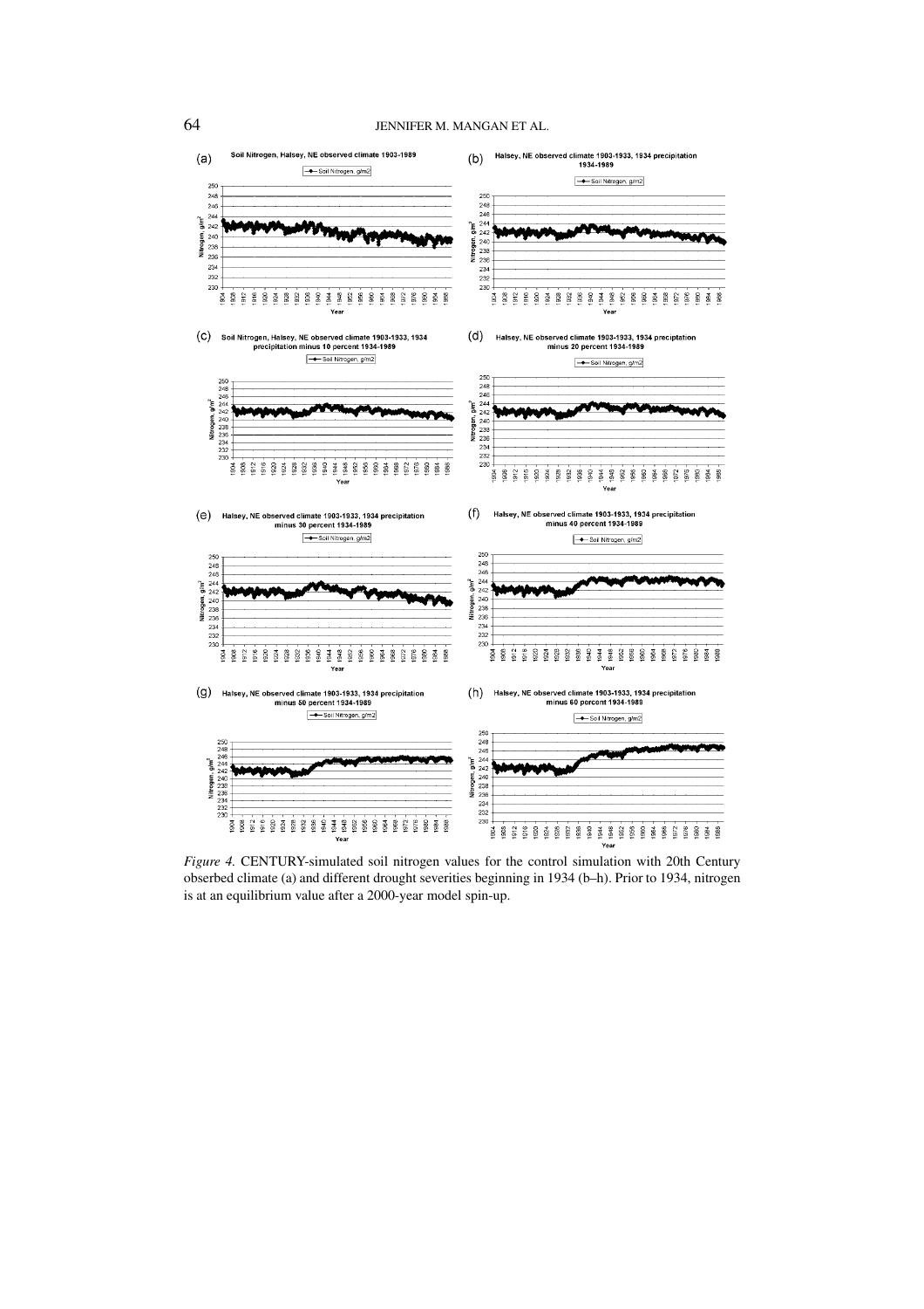*Figure 4.* CENTURY-simulated soil nitrogen values for the control simulation with 20th Century obserbed climate (a) and different drought severities beginning in 1934 (b–h). Prior to 1934, nitrogen is at an equilibrium value after a 2000-year model spin-up.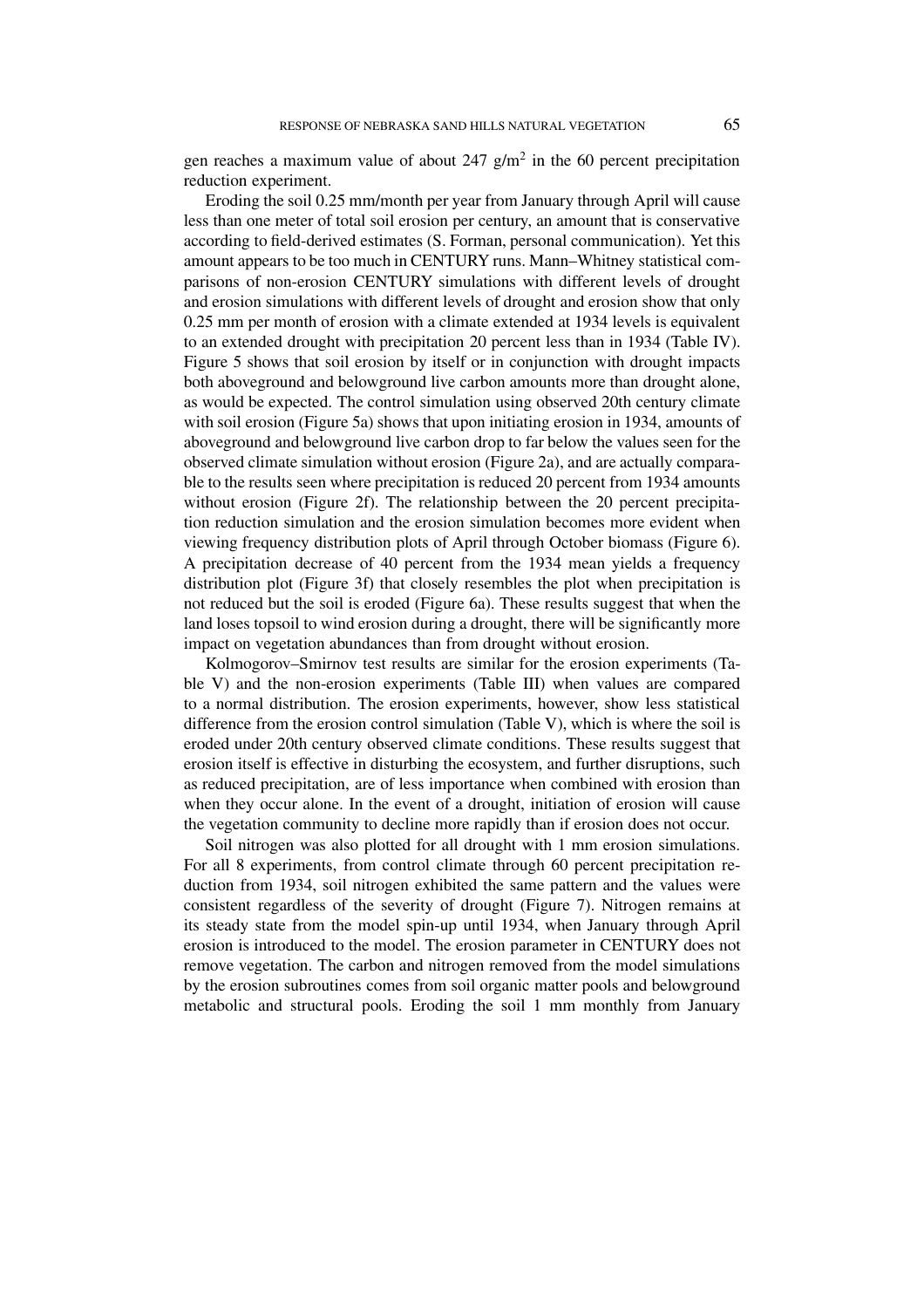gen reaches a maximum value of about 247 g/m$^2$ in the 60 percent precipitation reduction experiment.

Eroding the soil 0.25 mm/month per year from January through April will cause less than one meter of total soil erosion per century, an amount that is conservative according to field-derived estimates (S. Forman, personal communication). Yet this amount appears to be too much in CENTURY runs. Mann–Whitney statistical comparisons of non-erosion CENTURY simulations with different levels of drought and erosion simulations with different levels of drought and erosion show that only 0.25 mm per month of erosion with a climate extended at 1934 levels is equivalent to an extended drought with precipitation 20 percent less than in 1934 (Table IV). Figure 5 shows that soil erosion by itself or in conjunction with drought impacts both aboveground and belowground live carbon amounts more than drought alone, as would be expected. The control simulation using observed 20th century climate with soil erosion (Figure 5a) shows that upon initiating erosion in 1934, amounts of aboveground and belowground live carbon drop to far below the values seen for the observed climate simulation without erosion (Figure 2a), and are actually comparable to the results seen where precipitation is reduced 20 percent from 1934 amounts without erosion (Figure 2f). The relationship between the 20 percent precipitation reduction simulation and the erosion simulation becomes more evident when viewing frequency distribution plots of April through October biomass (Figure 6). A precipitation decrease of 40 percent from the 1934 mean yields a frequency distribution plot (Figure 3f) that closely resembles the plot when precipitation is not reduced but the soil is eroded (Figure 6a). These results suggest that when the land loses topsoil to wind erosion during a drought, there will be significantly more impact on vegetation abundances than from drought without erosion.

Kolmogorov–Smirnov test results are similar for the erosion experiments (Table V) and the non-erosion experiments (Table III) when values are compared to a normal distribution. The erosion experiments, however, show less statistical difference from the erosion control simulation (Table V), which is where the soil is eroded under 20th century observed climate conditions. These results suggest that erosion itself is effective in disturbing the ecosystem, and further disruptions, such as reduced precipitation, are of less importance when combined with erosion than when they occur alone. In the event of a drought, initiation of erosion will cause the vegetation community to decline more rapidly than if erosion does not occur.

Soil nitrogen was also plotted for all drought with 1 mm erosion simulations. For all 8 experiments, from control climate through 60 percent precipitation reduction from 1934, soil nitrogen exhibited the same pattern and the values were consistent regardless of the severity of drought (Figure 7). Nitrogen remains at its steady state from the model spin-up until 1934, when January through April erosion is introduced to the model. The erosion parameter in CENTURY does not remove vegetation. The carbon and nitrogen removed from the model simulations by the erosion subroutines comes from soil organic matter pools and belowground metabolic and structural pools. Eroding the soil 1 mm monthly from January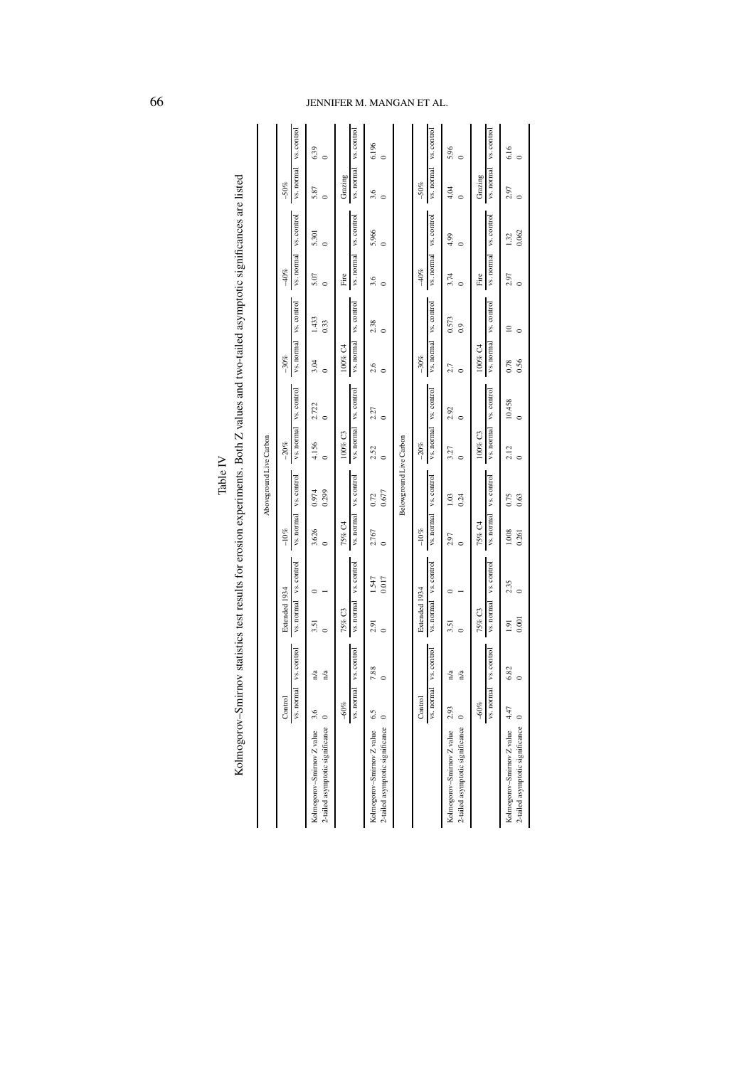Table IV

Kolmogorov–Smirnov statistics test results for erosion experiments. Both Z values and two-tailed asymptotic significances are listed

**Aboveground Live Carbon**

| | Control | | Extended 1934 | | −10% | | −20% | | −30% | | −40% | | −50% | |
|---|---|---|---|---|---|---|---|---|---|---|---|---|---|---|
| | vs. normal | vs. control | vs. normal | vs. control | vs. normal | vs. control | vs. normal | vs. control | vs. normal | vs. control | vs. normal | vs. control | vs. normal | vs. control |
| Kolmogorov–Smirnov Z value | 3.6 | n/a | 3.51 | 0 | 3.626 | 0.974 | 4.156 | 2.722 | 3.04 | 1.433 | 5.07 | 5.301 | 5.87 | 6.39 |
| 2-tailed asymptotic significance | 0 | n/a | 0 | 1 | 0 | 0.299 | 0 | 0 | 0 | 0.33 | 0 | 0 | 0 | 0 |

| | −60% | | 75% C3 | | 75% C4 | | 100% C3 | | 100% C4 | | Fire | | Grazing | |
|---|---|---|---|---|---|---|---|---|---|---|---|---|---|---|
| | vs. normal | vs. control | vs. normal | vs. control | vs. normal | vs. control | vs. normal | vs. control | vs. normal | vs. control | vs. normal | vs. control | vs. normal | vs. control |
| Kolmogorov–Smirnov Z value | 6.5 | 7.88 | 2.91 | 1.547 | 2.767 | 0.72 | 2.52 | 2.27 | 2.6 | 2.38 | 3.6 | 5.966 | 3.6 | 6.196 |
| 2-tailed asymptotic significance | 0 | 0 | 0 | 0.017 | 0 | 0.677 | 0 | 0 | 0 | 0 | 0 | 0 | 0 | 0 |

**Belowground Live Carbon**

| | Control | | Extended 1934 | | −10% | | −20% | | −30% | | −40% | | −50% | |
|---|---|---|---|---|---|---|---|---|---|---|---|---|---|---|
| | vs. normal | vs. control | vs. normal | vs. control | vs. normal | vs. control | vs. normal | vs. control | vs. normal | vs. control | vs. normal | vs. control | vs. normal | vs. control |
| Kolmogorov–Smirnov Z value | 2.93 | n/a | 3.51 | 0 | 2.97 | 1.03 | 3.27 | 2.92 | 2.7 | 0.573 | 3.74 | 4.99 | 4.04 | 5.96 |
| 2-tailed asymptotic significance | 0 | n/a | 0 | 1 | 0 | 0.24 | 0 | 0 | 0 | 0.9 | 0 | 0 | 0 | 0 |

| | −60% | | 75% C3 | | 75% C4 | | 100% C3 | | 100% C4 | | Fire | | Grazing | |
|---|---|---|---|---|---|---|---|---|---|---|---|---|---|---|
| | vs. normal | vs. control | vs. normal | vs. control | vs. normal | vs. control | vs. normal | vs. control | vs. normal | vs. control | vs. normal | vs. control | vs. normal | vs. control |
| Kolmogorov–Smirnov Z value | 4.47 | 6.82 | 1.91 | 2.35 | 1.008 | 0.75 | 2.12 | 10.458 | 0.78 | 10 | 2.97 | 1.32 | 2.97 | 6.16 |
| 2-tailed asymptotic significance | 0 | 0 | 0.001 | 0 | 0.261 | 0.63 | 0 | 0 | 0.56 | 0 | 0 | 0.062 | 0 | 0 |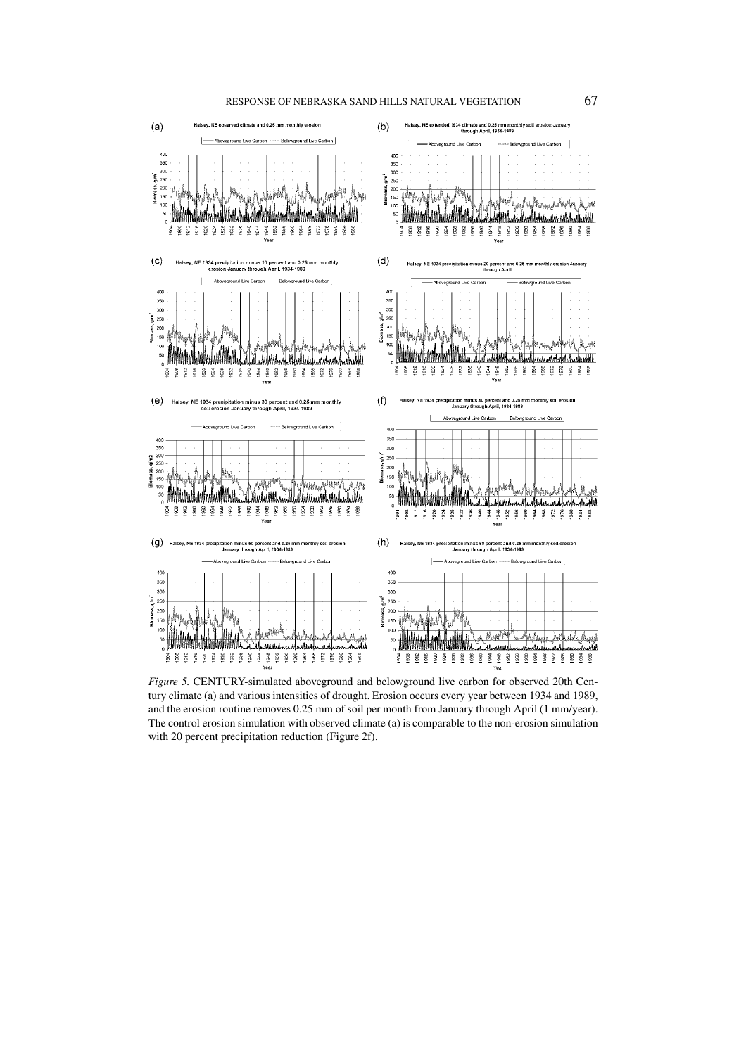*Figure 5.* CENTURY-simulated aboveground and belowground live carbon for observed 20th Century climate (a) and various intensities of drought. Erosion occurs every year between 1934 and 1989, and the erosion routine removes 0.25 mm of soil per month from January through April (1 mm/year). The control erosion simulation with observed climate (a) is comparable to the non-erosion simulation with 20 percent precipitation reduction (Figure 2f).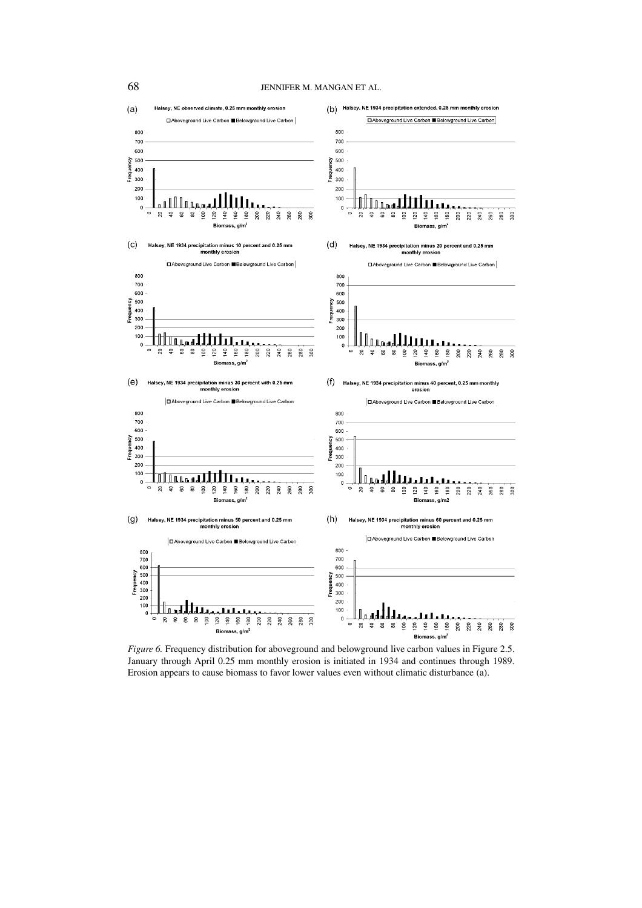*Figure 6.* Frequency distribution for aboveground and belowground live carbon values in Figure 2.5. January through April 0.25 mm monthly erosion is initiated in 1934 and continues through 1989. Erosion appears to cause biomass to favor lower values even without climatic disturbance (a).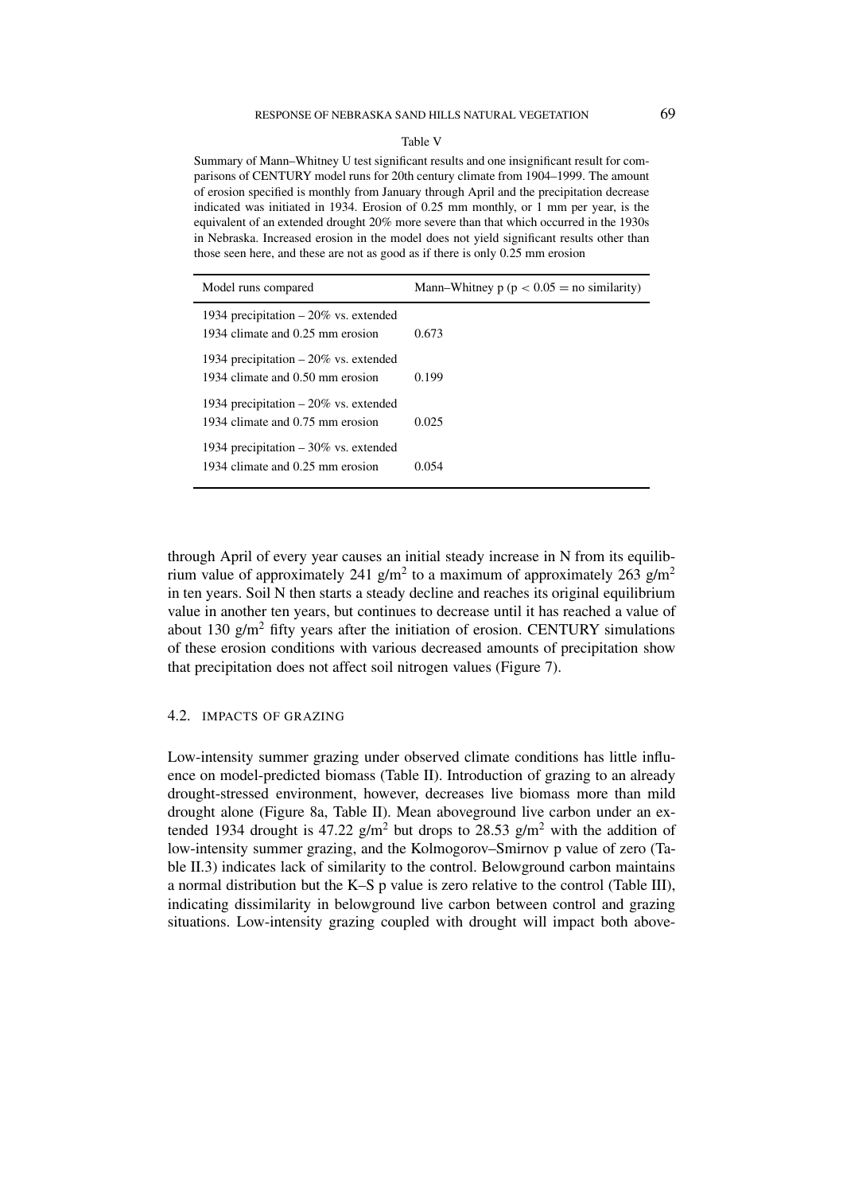Table V

Summary of Mann–Whitney U test significant results and one insignificant result for comparisons of CENTURY model runs for 20th century climate from 1904–1999. The amount of erosion specified is monthly from January through April and the precipitation decrease indicated was initiated in 1934. Erosion of 0.25 mm monthly, or 1 mm per year, is the equivalent of an extended drought 20% more severe than that which occurred in the 1930s in Nebraska. Increased erosion in the model does not yield significant results other than those seen here, and these are not as good as if there is only 0.25 mm erosion

| Model runs compared | Mann–Whitney p ($p < 0.05$ = no similarity) |
|---|---|
| 1934 precipitation – 20% vs. extended 1934 climate and 0.25 mm erosion | 0.673 |
| 1934 precipitation – 20% vs. extended 1934 climate and 0.50 mm erosion | 0.199 |
| 1934 precipitation – 20% vs. extended 1934 climate and 0.75 mm erosion | 0.025 |
| 1934 precipitation – 30% vs. extended 1934 climate and 0.25 mm erosion | 0.054 |

through April of every year causes an initial steady increase in N from its equilibrium value of approximately 241 $g/m^2$ to a maximum of approximately 263 $g/m^2$ in ten years. Soil N then starts a steady decline and reaches its original equilibrium value in another ten years, but continues to decrease until it has reached a value of about 130 $g/m^2$ fifty years after the initiation of erosion. CENTURY simulations of these erosion conditions with various decreased amounts of precipitation show that precipitation does not affect soil nitrogen values (Figure 7).

### 4.2. Impacts of Grazing

Low-intensity summer grazing under observed climate conditions has little influence on model-predicted biomass (Table II). Introduction of grazing to an already drought-stressed environment, however, decreases live biomass more than mild drought alone (Figure 8a, Table II). Mean aboveground live carbon under an extended 1934 drought is 47.22 $g/m^2$ but drops to 28.53 $g/m^2$ with the addition of low-intensity summer grazing, and the Kolmogorov–Smirnov p value of zero (Table II.3) indicates lack of similarity to the control. Belowground carbon maintains a normal distribution but the K–S p value is zero relative to the control (Table III), indicating dissimilarity in belowground live carbon between control and grazing situations. Low-intensity grazing coupled with drought will impact both above-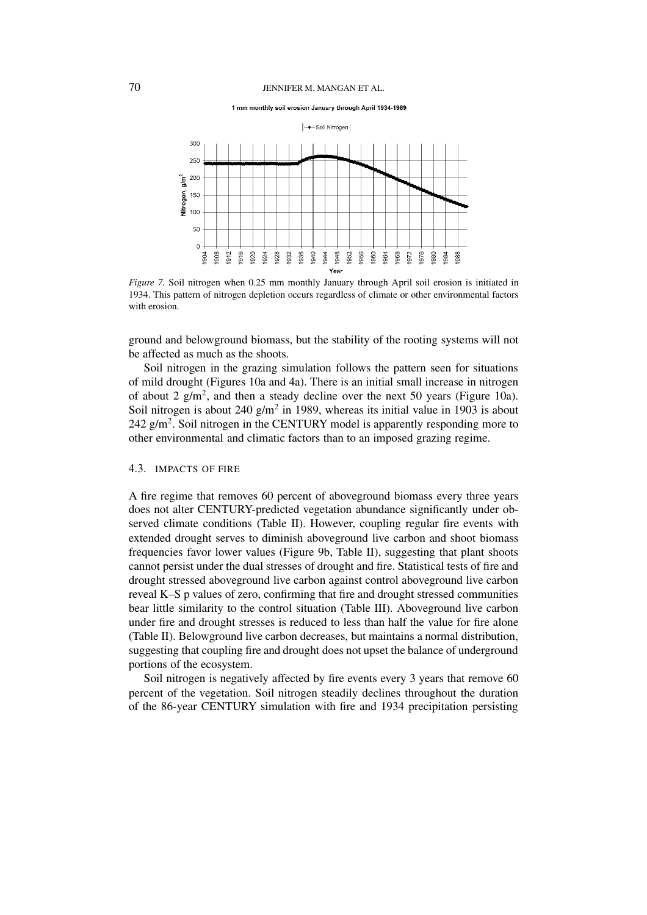*Figure 7.* Soil nitrogen when 0.25 mm monthly January through April soil erosion is initiated in 1934. This pattern of nitrogen depletion occurs regardless of climate or other environmental factors with erosion.

ground and belowground biomass, but the stability of the rooting systems will not be affected as much as the shoots.

Soil nitrogen in the grazing simulation follows the pattern seen for situations of mild drought (Figures 10a and 4a). There is an initial small increase in nitrogen of about 2 g/m$^2$, and then a steady decline over the next 50 years (Figure 10a). Soil nitrogen is about 240 g/m$^2$ in 1989, whereas its initial value in 1903 is about 242 g/m$^2$. Soil nitrogen in the CENTURY model is apparently responding more to other environmental and climatic factors than to an imposed grazing regime.

### 4.3. IMPACTS OF FIRE

A fire regime that removes 60 percent of aboveground biomass every three years does not alter CENTURY-predicted vegetation abundance significantly under observed climate conditions (Table II). However, coupling regular fire events with extended drought serves to diminish aboveground live carbon and shoot biomass frequencies favor lower values (Figure 9b, Table II), suggesting that plant shoots cannot persist under the dual stresses of drought and fire. Statistical tests of fire and drought stressed aboveground live carbon against control aboveground live carbon reveal K–S p values of zero, confirming that fire and drought stressed communities bear little similarity to the control situation (Table III). Aboveground live carbon under fire and drought stresses is reduced to less than half the value for fire alone (Table II). Belowground live carbon decreases, but maintains a normal distribution, suggesting that coupling fire and drought does not upset the balance of underground portions of the ecosystem.

Soil nitrogen is negatively affected by fire events every 3 years that remove 60 percent of the vegetation. Soil nitrogen steadily declines throughout the duration of the 86-year CENTURY simulation with fire and 1934 precipitation persisting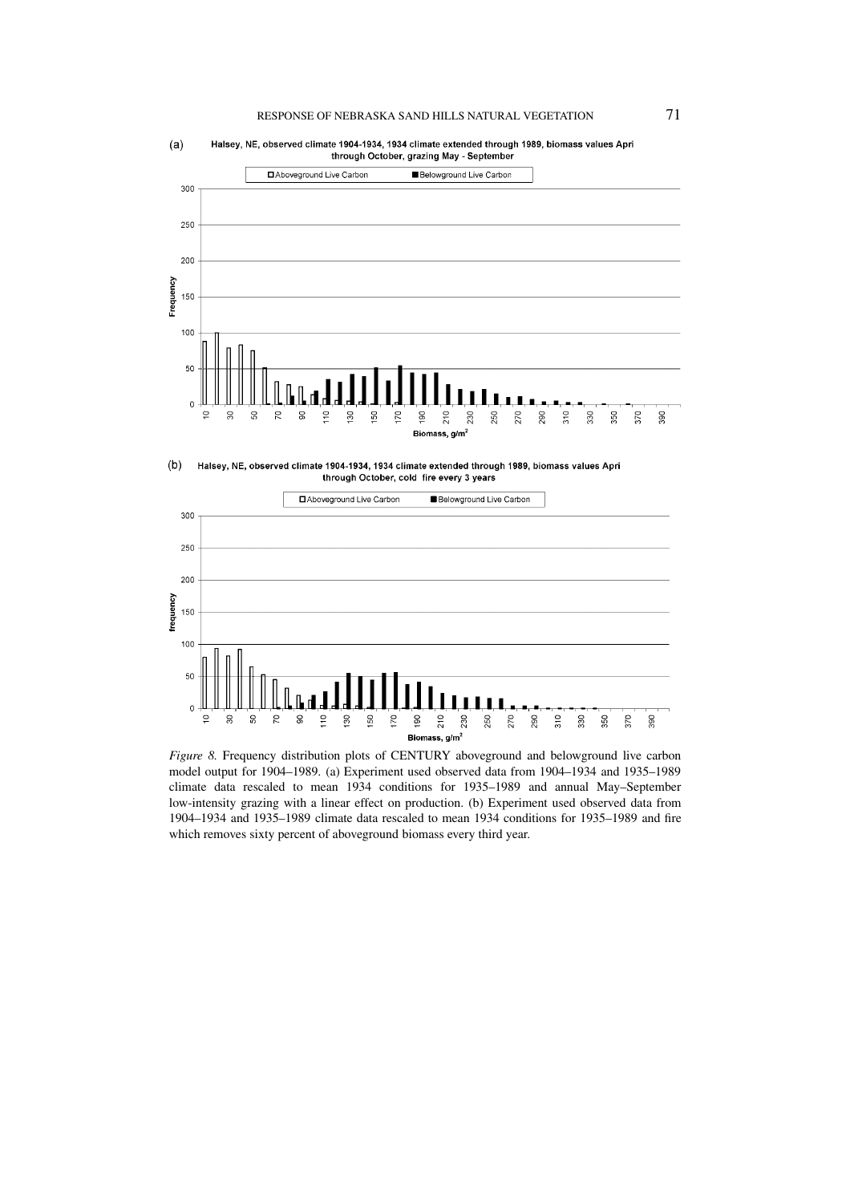(a) Halsey, NE, observed climate 1904-1934, 1934 climate extended through 1989, biomass values Apri through October, grazing May - September

(b) Halsey, NE, observed climate 1904-1934, 1934 climate extended through 1989, biomass values Apri through October, cold fire every 3 years

*Figure 8.* Frequency distribution plots of CENTURY aboveground and belowground live carbon model output for 1904–1989. (a) Experiment used observed data from 1904–1934 and 1935–1989 climate data rescaled to mean 1934 conditions for 1935–1989 and annual May–September low-intensity grazing with a linear effect on production. (b) Experiment used observed data from 1904–1934 and 1935–1989 climate data rescaled to mean 1934 conditions for 1935–1989 and fire which removes sixty percent of aboveground biomass every third year.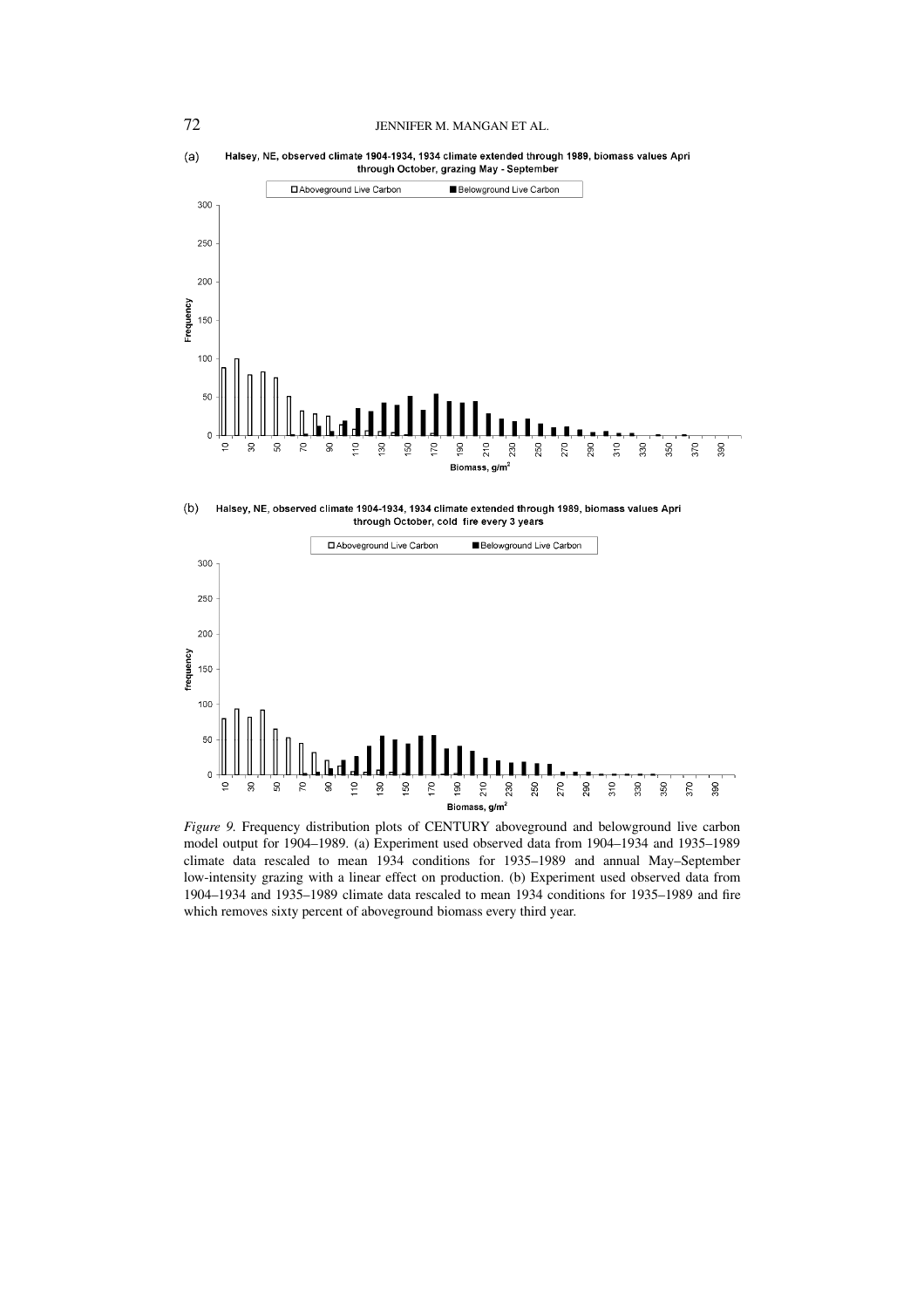(a) Halsey, NE, observed climate 1904-1934, 1934 climate extended through 1989, biomass values Apri through October, grazing May - September

(b) Halsey, NE, observed climate 1904-1934, 1934 climate extended through 1989, biomass values Apri through October, cold fire every 3 years

*Figure 9.* Frequency distribution plots of CENTURY aboveground and belowground live carbon model output for 1904–1989. (a) Experiment used observed data from 1904–1934 and 1935–1989 climate data rescaled to mean 1934 conditions for 1935–1989 and annual May–September low-intensity grazing with a linear effect on production. (b) Experiment used observed data from 1904–1934 and 1935–1989 climate data rescaled to mean 1934 conditions for 1935–1989 and fire which removes sixty percent of aboveground biomass every third year.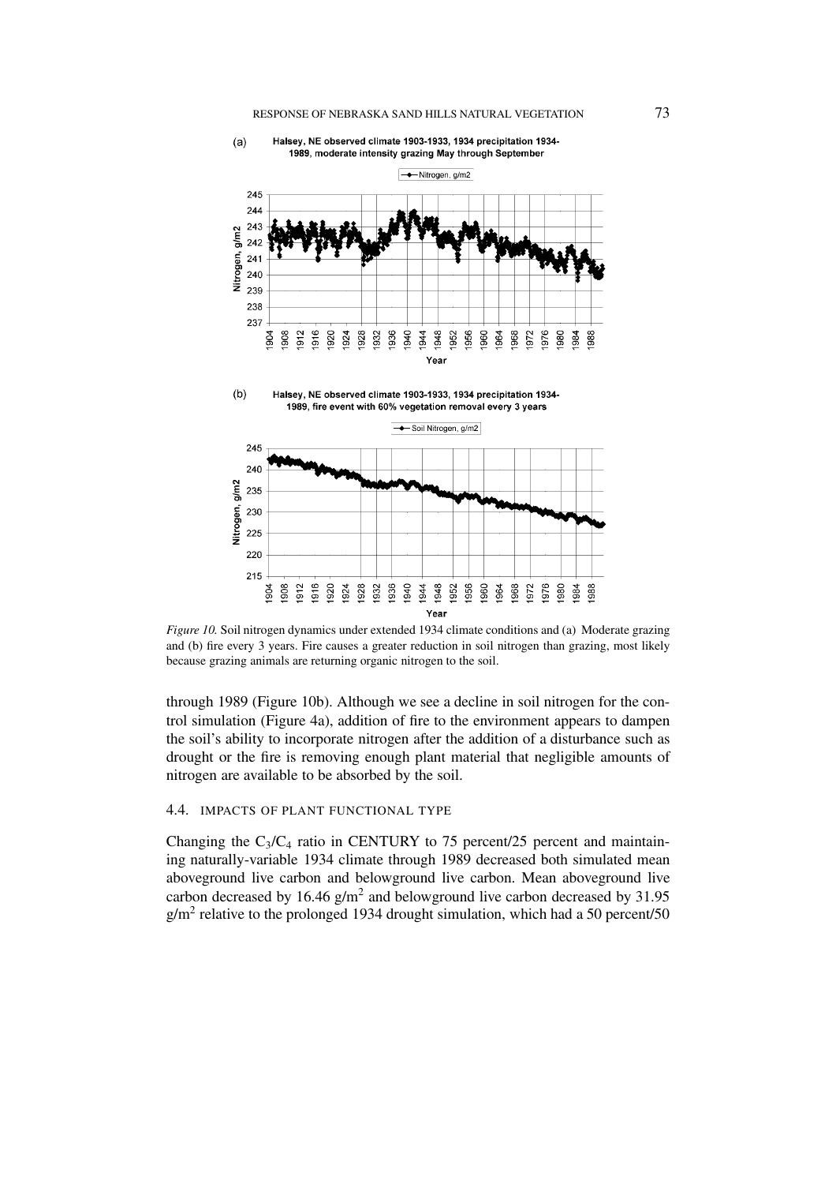*Figure 10.* Soil nitrogen dynamics under extended 1934 climate conditions and (a) Moderate grazing and (b) fire every 3 years. Fire causes a greater reduction in soil nitrogen than grazing, most likely because grazing animals are returning organic nitrogen to the soil.

through 1989 (Figure 10b). Although we see a decline in soil nitrogen for the control simulation (Figure 4a), addition of fire to the environment appears to dampen the soil's ability to incorporate nitrogen after the addition of a disturbance such as drought or the fire is removing enough plant material that negligible amounts of nitrogen are available to be absorbed by the soil.

### 4.4. IMPACTS OF PLANT FUNCTIONAL TYPE

Changing the $C_3/C_4$ ratio in CENTURY to 75 percent/25 percent and maintaining naturally-variable 1934 climate through 1989 decreased both simulated mean aboveground live carbon and belowground live carbon. Mean aboveground live carbon decreased by 16.46 g/m$^2$ and belowground live carbon decreased by 31.95 g/m$^2$ relative to the prolonged 1934 drought simulation, which had a 50 percent/50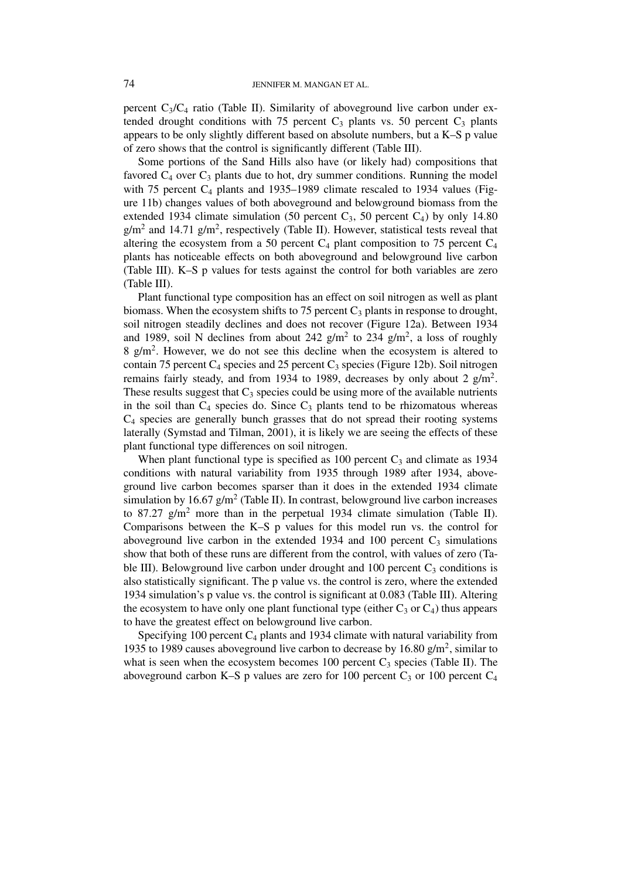percent $C_3/C_4$ ratio (Table II). Similarity of aboveground live carbon under extended drought conditions with 75 percent $C_3$ plants vs. 50 percent $C_3$ plants appears to be only slightly different based on absolute numbers, but a K–S p value of zero shows that the control is significantly different (Table III).

Some portions of the Sand Hills also have (or likely had) compositions that favored $C_4$ over $C_3$ plants due to hot, dry summer conditions. Running the model with 75 percent $C_4$ plants and 1935–1989 climate rescaled to 1934 values (Figure 11b) changes values of both aboveground and belowground biomass from the extended 1934 climate simulation (50 percent $C_3$, 50 percent $C_4$) by only 14.80 $g/m^2$ and 14.71 $g/m^2$, respectively (Table II). However, statistical tests reveal that altering the ecosystem from a 50 percent $C_4$ plant composition to 75 percent $C_4$ plants has noticeable effects on both aboveground and belowground live carbon (Table III). K–S p values for tests against the control for both variables are zero (Table III).

Plant functional type composition has an effect on soil nitrogen as well as plant biomass. When the ecosystem shifts to 75 percent $C_3$ plants in response to drought, soil nitrogen steadily declines and does not recover (Figure 12a). Between 1934 and 1989, soil N declines from about 242 $g/m^2$ to 234 $g/m^2$, a loss of roughly 8 $g/m^2$. However, we do not see this decline when the ecosystem is altered to contain 75 percent $C_4$ species and 25 percent $C_3$ species (Figure 12b). Soil nitrogen remains fairly steady, and from 1934 to 1989, decreases by only about 2 $g/m^2$. These results suggest that $C_3$ species could be using more of the available nutrients in the soil than $C_4$ species do. Since $C_3$ plants tend to be rhizomatous whereas $C_4$ species are generally bunch grasses that do not spread their rooting systems laterally (Symstad and Tilman, 2001), it is likely we are seeing the effects of these plant functional type differences on soil nitrogen.

When plant functional type is specified as 100 percent $C_3$ and climate as 1934 conditions with natural variability from 1935 through 1989 after 1934, aboveground live carbon becomes sparser than it does in the extended 1934 climate simulation by 16.67 $g/m^2$ (Table II). In contrast, belowground live carbon increases to 87.27 $g/m^2$ more than in the perpetual 1934 climate simulation (Table II). Comparisons between the K–S p values for this model run vs. the control for aboveground live carbon in the extended 1934 and 100 percent $C_3$ simulations show that both of these runs are different from the control, with values of zero (Table III). Belowground live carbon under drought and 100 percent $C_3$ conditions is also statistically significant. The p value vs. the control is zero, where the extended 1934 simulation's p value vs. the control is significant at 0.083 (Table III). Altering the ecosystem to have only one plant functional type (either $C_3$ or $C_4$) thus appears to have the greatest effect on belowground live carbon.

Specifying 100 percent $C_4$ plants and 1934 climate with natural variability from 1935 to 1989 causes aboveground live carbon to decrease by 16.80 $g/m^2$, similar to what is seen when the ecosystem becomes 100 percent $C_3$ species (Table II). The aboveground carbon K–S p values are zero for 100 percent $C_3$ or 100 percent $C_4$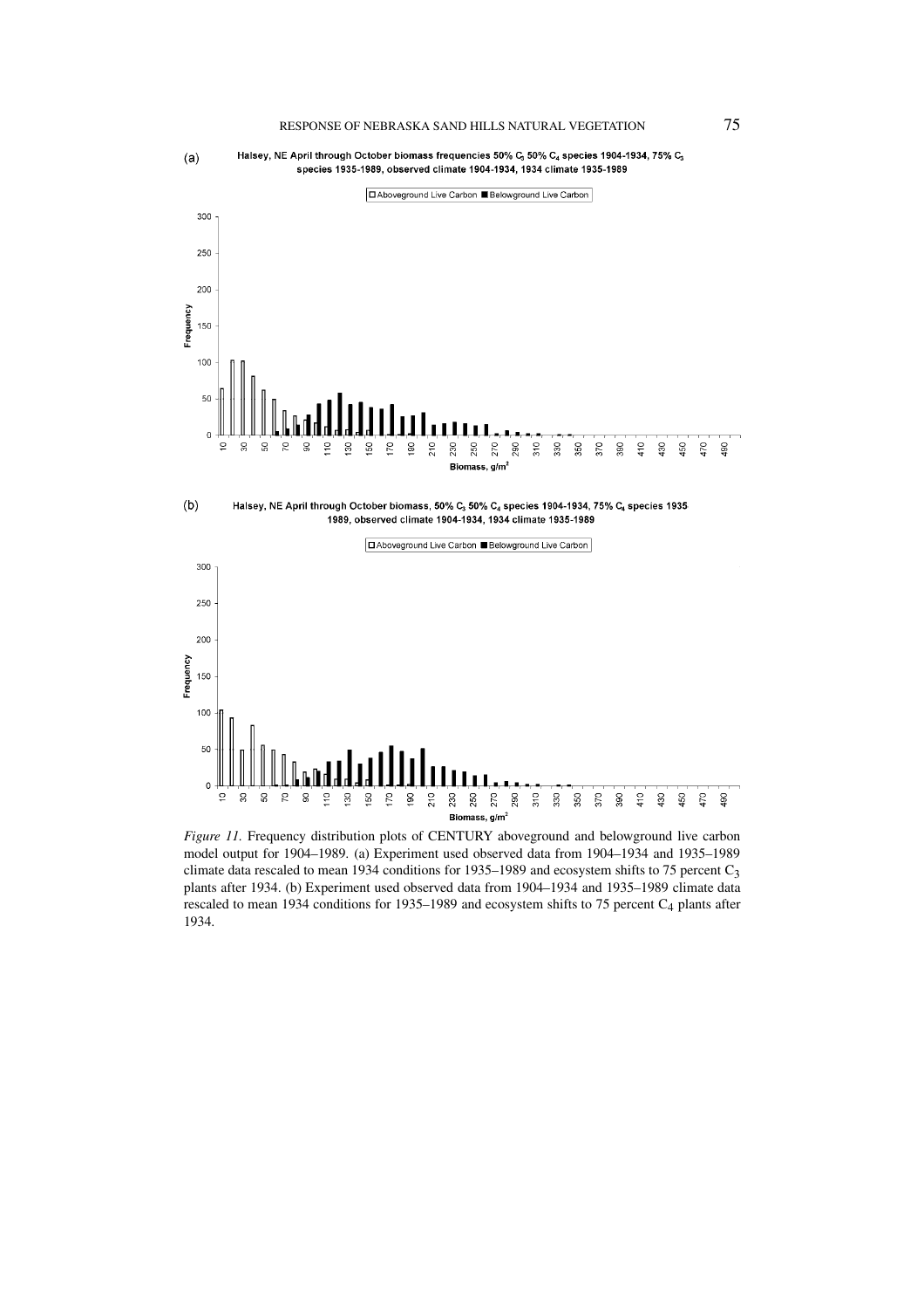(a)

Halsey, NE April through October biomass frequencies 50% $C_3$ 50% $C_4$ species 1904-1934, 75% $C_3$ species 1935-1989, observed climate 1904-1934, 1934 climate 1935-1989

(b)

Halsey, NE April through October biomass, 50% $C_3$ 50% $C_4$ species 1904-1934, 75% $C_4$ species 1935 1989, observed climate 1904-1934, 1934 climate 1935-1989

*Figure 11.* Frequency distribution plots of CENTURY aboveground and belowground live carbon model output for 1904–1989. (a) Experiment used observed data from 1904–1934 and 1935–1989 climate data rescaled to mean 1934 conditions for 1935–1989 and ecosystem shifts to 75 percent $C_3$ plants after 1934. (b) Experiment used observed data from 1904–1934 and 1935–1989 climate data rescaled to mean 1934 conditions for 1935–1989 and ecosystem shifts to 75 percent $C_4$ plants after 1934.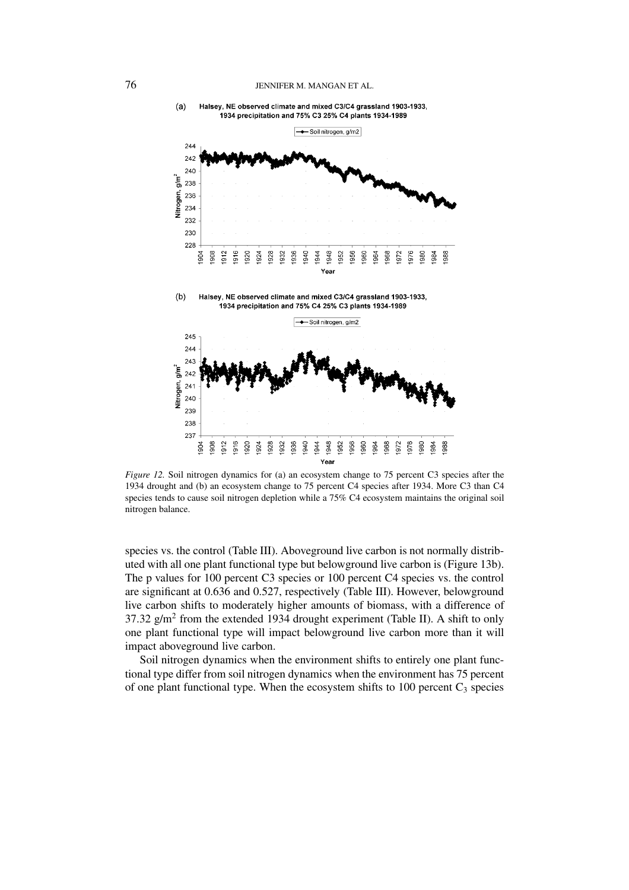*Figure 12.* Soil nitrogen dynamics for (a) an ecosystem change to 75 percent C3 species after the 1934 drought and (b) an ecosystem change to 75 percent C4 species after 1934. More C3 than C4 species tends to cause soil nitrogen depletion while a 75% C4 ecosystem maintains the original soil nitrogen balance.

species vs. the control (Table III). Aboveground live carbon is not normally distributed with all one plant functional type but belowground live carbon is (Figure 13b). The p values for 100 percent C3 species or 100 percent C4 species vs. the control are significant at 0.636 and 0.527, respectively (Table III). However, belowground live carbon shifts to moderately higher amounts of biomass, with a difference of 37.32 g/m$^2$ from the extended 1934 drought experiment (Table II). A shift to only one plant functional type will impact belowground live carbon more than it will impact aboveground live carbon.

Soil nitrogen dynamics when the environment shifts to entirely one plant functional type differ from soil nitrogen dynamics when the environment has 75 percent of one plant functional type. When the ecosystem shifts to 100 percent $C_3$ species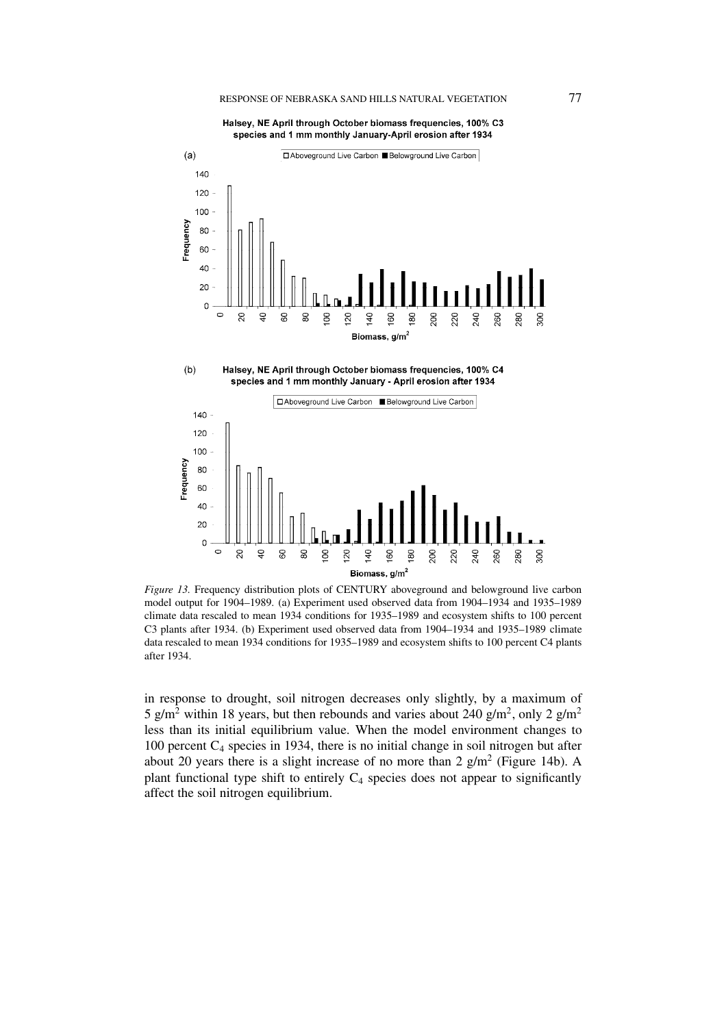*Figure 13.* Frequency distribution plots of CENTURY aboveground and belowground live carbon model output for 1904–1989. (a) Experiment used observed data from 1904–1934 and 1935–1989 climate data rescaled to mean 1934 conditions for 1935–1989 and ecosystem shifts to 100 percent C3 plants after 1934. (b) Experiment used observed data from 1904–1934 and 1935–1989 climate data rescaled to mean 1934 conditions for 1935–1989 and ecosystem shifts to 100 percent C4 plants after 1934.

in response to drought, soil nitrogen decreases only slightly, by a maximum of 5 g/m$^2$ within 18 years, but then rebounds and varies about 240 g/m$^2$, only 2 g/m$^2$ less than its initial equilibrium value. When the model environment changes to 100 percent $C_4$ species in 1934, there is no initial change in soil nitrogen but after about 20 years there is a slight increase of no more than 2 g/m$^2$ (Figure 14b). A plant functional type shift to entirely $C_4$ species does not appear to significantly affect the soil nitrogen equilibrium.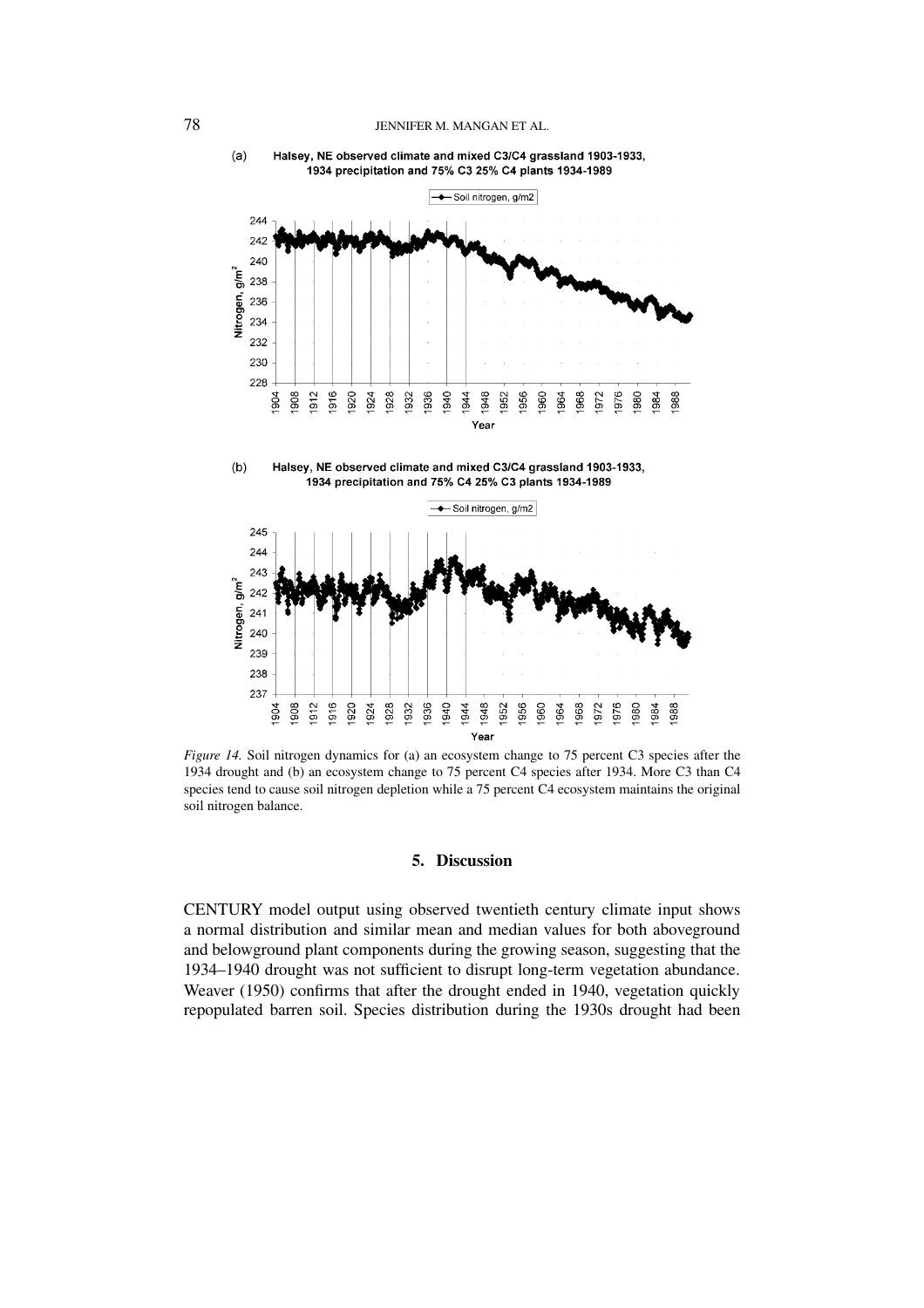*Figure 14.* Soil nitrogen dynamics for (a) an ecosystem change to 75 percent C3 species after the 1934 drought and (b) an ecosystem change to 75 percent C4 species after 1934. More C3 than C4 species tend to cause soil nitrogen depletion while a 75 percent C4 ecosystem maintains the original soil nitrogen balance.

## 5. Discussion

CENTURY model output using observed twentieth century climate input shows a normal distribution and similar mean and median values for both aboveground and belowground plant components during the growing season, suggesting that the 1934–1940 drought was not sufficient to disrupt long-term vegetation abundance. Weaver (1950) confirms that after the drought ended in 1940, vegetation quickly repopulated barren soil. Species distribution during the 1930s drought had been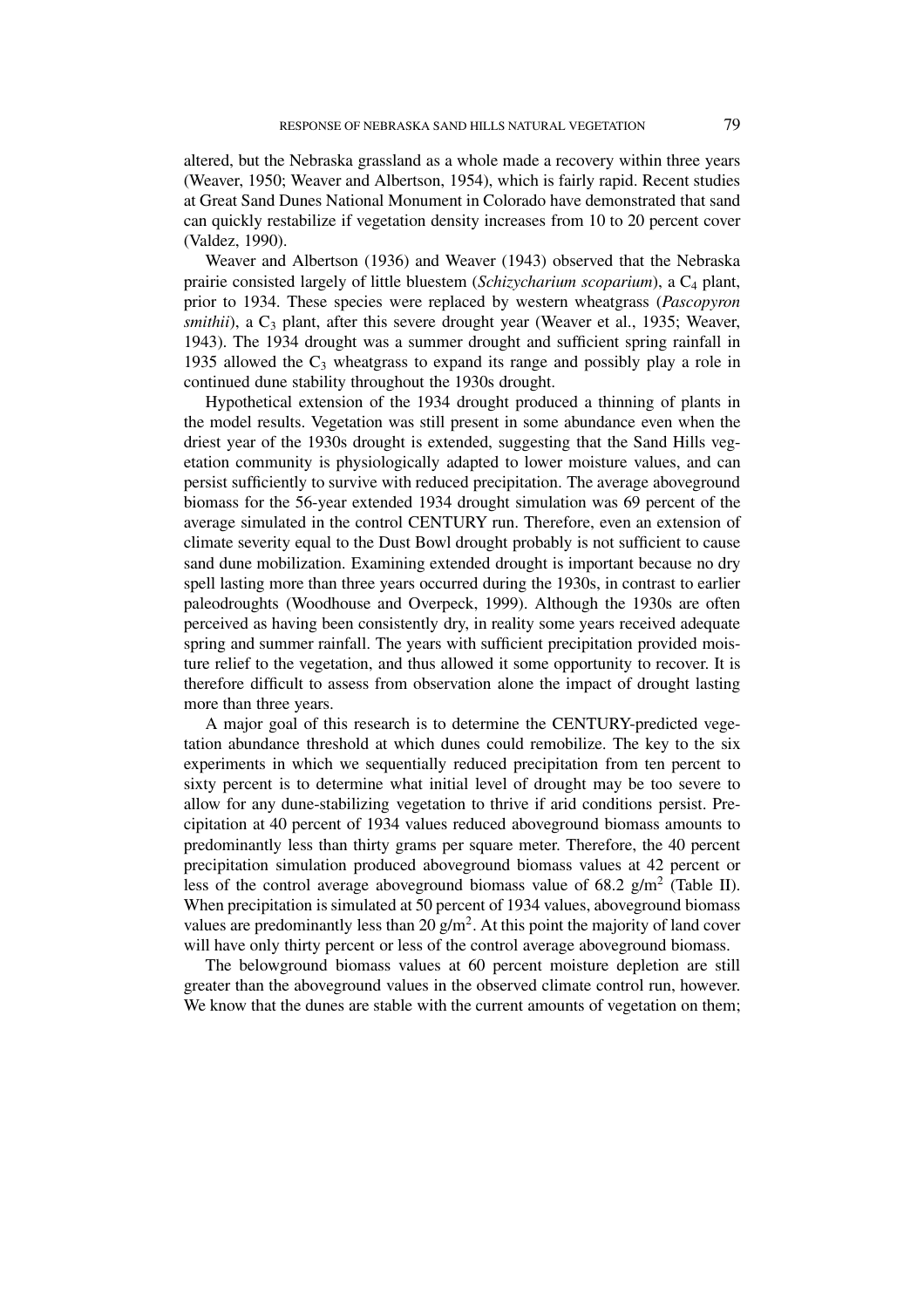altered, but the Nebraska grassland as a whole made a recovery within three years (Weaver, 1950; Weaver and Albertson, 1954), which is fairly rapid. Recent studies at Great Sand Dunes National Monument in Colorado have demonstrated that sand can quickly restabilize if vegetation density increases from 10 to 20 percent cover (Valdez, 1990).

Weaver and Albertson (1936) and Weaver (1943) observed that the Nebraska prairie consisted largely of little bluestem (*Schizycharium scoparium*), a $C_4$ plant, prior to 1934. These species were replaced by western wheatgrass (*Pascopyron smithii*), a $C_3$ plant, after this severe drought year (Weaver et al., 1935; Weaver, 1943). The 1934 drought was a summer drought and sufficient spring rainfall in 1935 allowed the $C_3$ wheatgrass to expand its range and possibly play a role in continued dune stability throughout the 1930s drought.

Hypothetical extension of the 1934 drought produced a thinning of plants in the model results. Vegetation was still present in some abundance even when the driest year of the 1930s drought is extended, suggesting that the Sand Hills vegetation community is physiologically adapted to lower moisture values, and can persist sufficiently to survive with reduced precipitation. The average aboveground biomass for the 56-year extended 1934 drought simulation was 69 percent of the average simulated in the control CENTURY run. Therefore, even an extension of climate severity equal to the Dust Bowl drought probably is not sufficient to cause sand dune mobilization. Examining extended drought is important because no dry spell lasting more than three years occurred during the 1930s, in contrast to earlier paleodroughts (Woodhouse and Overpeck, 1999). Although the 1930s are often perceived as having been consistently dry, in reality some years received adequate spring and summer rainfall. The years with sufficient precipitation provided moisture relief to the vegetation, and thus allowed it some opportunity to recover. It is therefore difficult to assess from observation alone the impact of drought lasting more than three years.

A major goal of this research is to determine the CENTURY-predicted vegetation abundance threshold at which dunes could remobilize. The key to the six experiments in which we sequentially reduced precipitation from ten percent to sixty percent is to determine what initial level of drought may be too severe to allow for any dune-stabilizing vegetation to thrive if arid conditions persist. Precipitation at 40 percent of 1934 values reduced aboveground biomass amounts to predominantly less than thirty grams per square meter. Therefore, the 40 percent precipitation simulation produced aboveground biomass values at 42 percent or less of the control average aboveground biomass value of 68.2 g/m$^2$ (Table II). When precipitation is simulated at 50 percent of 1934 values, aboveground biomass values are predominantly less than 20 g/m$^2$. At this point the majority of land cover will have only thirty percent or less of the control average aboveground biomass.

The belowground biomass values at 60 percent moisture depletion are still greater than the aboveground values in the observed climate control run, however. We know that the dunes are stable with the current amounts of vegetation on them;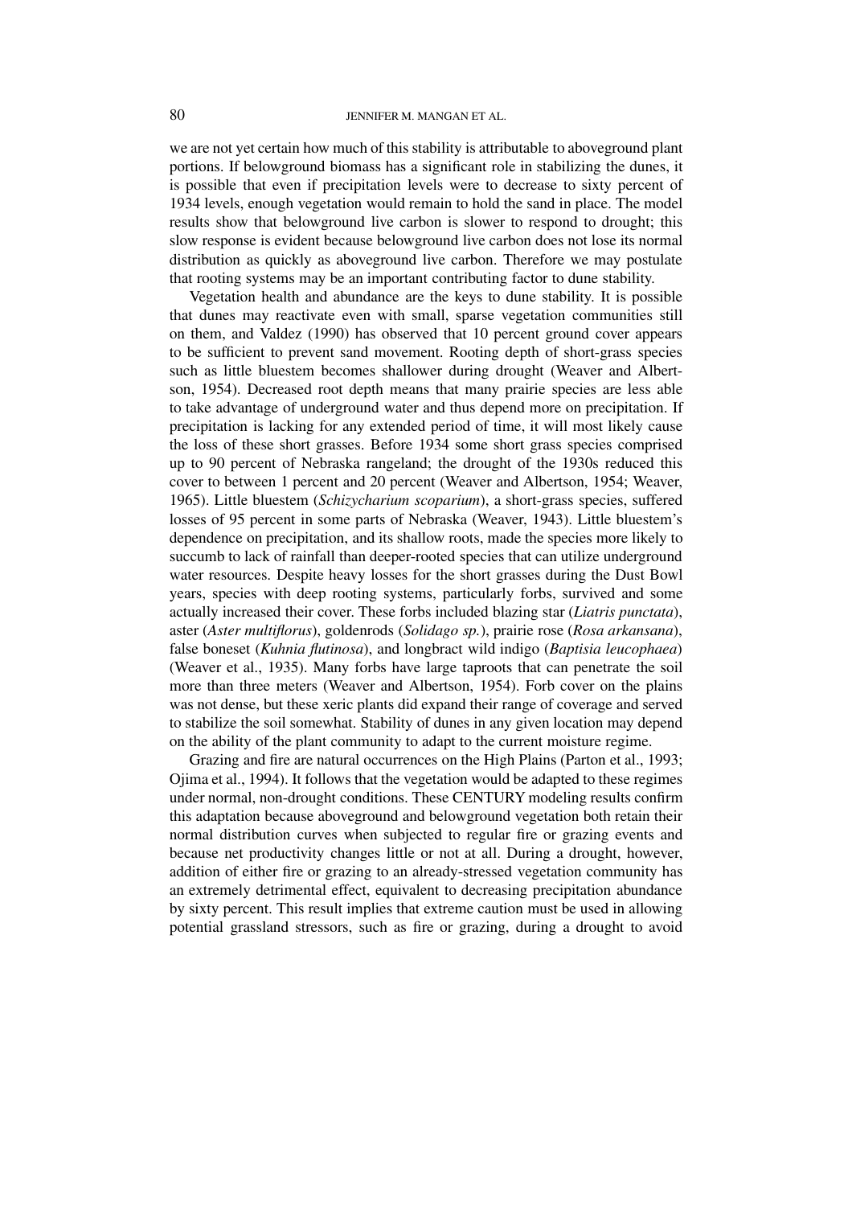we are not yet certain how much of this stability is attributable to aboveground plant portions. If belowground biomass has a significant role in stabilizing the dunes, it is possible that even if precipitation levels were to decrease to sixty percent of 1934 levels, enough vegetation would remain to hold the sand in place. The model results show that belowground live carbon is slower to respond to drought; this slow response is evident because belowground live carbon does not lose its normal distribution as quickly as aboveground live carbon. Therefore we may postulate that rooting systems may be an important contributing factor to dune stability.

Vegetation health and abundance are the keys to dune stability. It is possible that dunes may reactivate even with small, sparse vegetation communities still on them, and Valdez (1990) has observed that 10 percent ground cover appears to be sufficient to prevent sand movement. Rooting depth of short-grass species such as little bluestem becomes shallower during drought (Weaver and Albertson, 1954). Decreased root depth means that many prairie species are less able to take advantage of underground water and thus depend more on precipitation. If precipitation is lacking for any extended period of time, it will most likely cause the loss of these short grasses. Before 1934 some short grass species comprised up to 90 percent of Nebraska rangeland; the drought of the 1930s reduced this cover to between 1 percent and 20 percent (Weaver and Albertson, 1954; Weaver, 1965). Little bluestem (*Schizycharium scoparium*), a short-grass species, suffered losses of 95 percent in some parts of Nebraska (Weaver, 1943). Little bluestem's dependence on precipitation, and its shallow roots, made the species more likely to succumb to lack of rainfall than deeper-rooted species that can utilize underground water resources. Despite heavy losses for the short grasses during the Dust Bowl years, species with deep rooting systems, particularly forbs, survived and some actually increased their cover. These forbs included blazing star (*Liatris punctata*), aster (*Aster multiflorus*), goldenrods (*Solidago sp.*), prairie rose (*Rosa arkansana*), false boneset (*Kuhnia flutinosa*), and longbract wild indigo (*Baptisia leucophaea*) (Weaver et al., 1935). Many forbs have large taproots that can penetrate the soil more than three meters (Weaver and Albertson, 1954). Forb cover on the plains was not dense, but these xeric plants did expand their range of coverage and served to stabilize the soil somewhat. Stability of dunes in any given location may depend on the ability of the plant community to adapt to the current moisture regime.

Grazing and fire are natural occurrences on the High Plains (Parton et al., 1993; Ojima et al., 1994). It follows that the vegetation would be adapted to these regimes under normal, non-drought conditions. These CENTURY modeling results confirm this adaptation because aboveground and belowground vegetation both retain their normal distribution curves when subjected to regular fire or grazing events and because net productivity changes little or not at all. During a drought, however, addition of either fire or grazing to an already-stressed vegetation community has an extremely detrimental effect, equivalent to decreasing precipitation abundance by sixty percent. This result implies that extreme caution must be used in allowing potential grassland stressors, such as fire or grazing, during a drought to avoid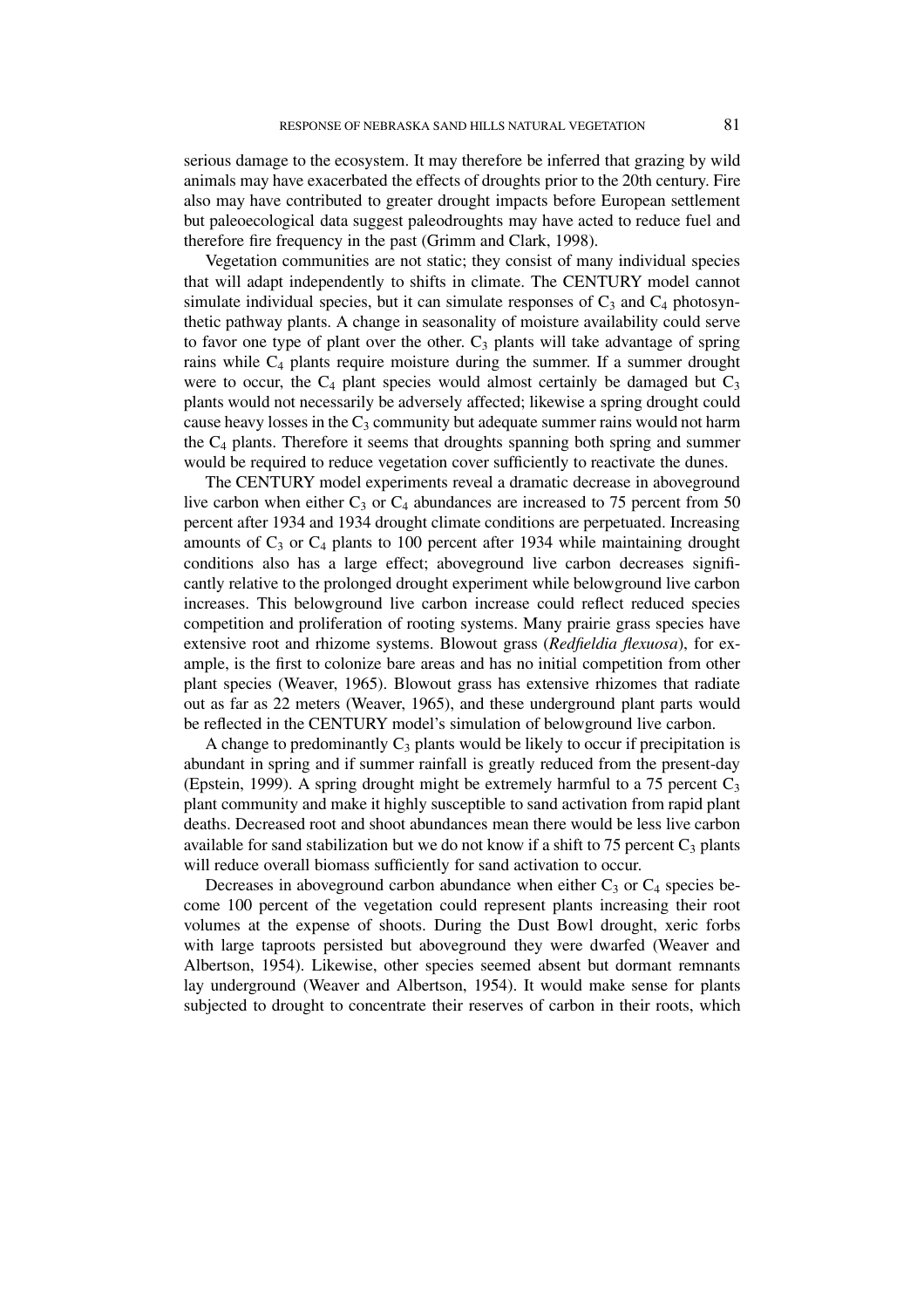serious damage to the ecosystem. It may therefore be inferred that grazing by wild animals may have exacerbated the effects of droughts prior to the 20th century. Fire also may have contributed to greater drought impacts before European settlement but paleoecological data suggest paleodroughts may have acted to reduce fuel and therefore fire frequency in the past (Grimm and Clark, 1998).

Vegetation communities are not static; they consist of many individual species that will adapt independently to shifts in climate. The CENTURY model cannot simulate individual species, but it can simulate responses of $C_3$ and $C_4$ photosynthetic pathway plants. A change in seasonality of moisture availability could serve to favor one type of plant over the other. $C_3$ plants will take advantage of spring rains while $C_4$ plants require moisture during the summer. If a summer drought were to occur, the $C_4$ plant species would almost certainly be damaged but $C_3$ plants would not necessarily be adversely affected; likewise a spring drought could cause heavy losses in the $C_3$ community but adequate summer rains would not harm the $C_4$ plants. Therefore it seems that droughts spanning both spring and summer would be required to reduce vegetation cover sufficiently to reactivate the dunes.

The CENTURY model experiments reveal a dramatic decrease in aboveground live carbon when either $C_3$ or $C_4$ abundances are increased to 75 percent from 50 percent after 1934 and 1934 drought climate conditions are perpetuated. Increasing amounts of $C_3$ or $C_4$ plants to 100 percent after 1934 while maintaining drought conditions also has a large effect; aboveground live carbon decreases significantly relative to the prolonged drought experiment while belowground live carbon increases. This belowground live carbon increase could reflect reduced species competition and proliferation of rooting systems. Many prairie grass species have extensive root and rhizome systems. Blowout grass (*Redfieldia flexuosa*), for example, is the first to colonize bare areas and has no initial competition from other plant species (Weaver, 1965). Blowout grass has extensive rhizomes that radiate out as far as 22 meters (Weaver, 1965), and these underground plant parts would be reflected in the CENTURY model's simulation of belowground live carbon.

A change to predominantly $C_3$ plants would be likely to occur if precipitation is abundant in spring and if summer rainfall is greatly reduced from the present-day (Epstein, 1999). A spring drought might be extremely harmful to a 75 percent $C_3$ plant community and make it highly susceptible to sand activation from rapid plant deaths. Decreased root and shoot abundances mean there would be less live carbon available for sand stabilization but we do not know if a shift to 75 percent $C_3$ plants will reduce overall biomass sufficiently for sand activation to occur.

Decreases in aboveground carbon abundance when either $C_3$ or $C_4$ species become 100 percent of the vegetation could represent plants increasing their root volumes at the expense of shoots. During the Dust Bowl drought, xeric forbs with large taproots persisted but aboveground they were dwarfed (Weaver and Albertson, 1954). Likewise, other species seemed absent but dormant remnants lay underground (Weaver and Albertson, 1954). It would make sense for plants subjected to drought to concentrate their reserves of carbon in their roots, which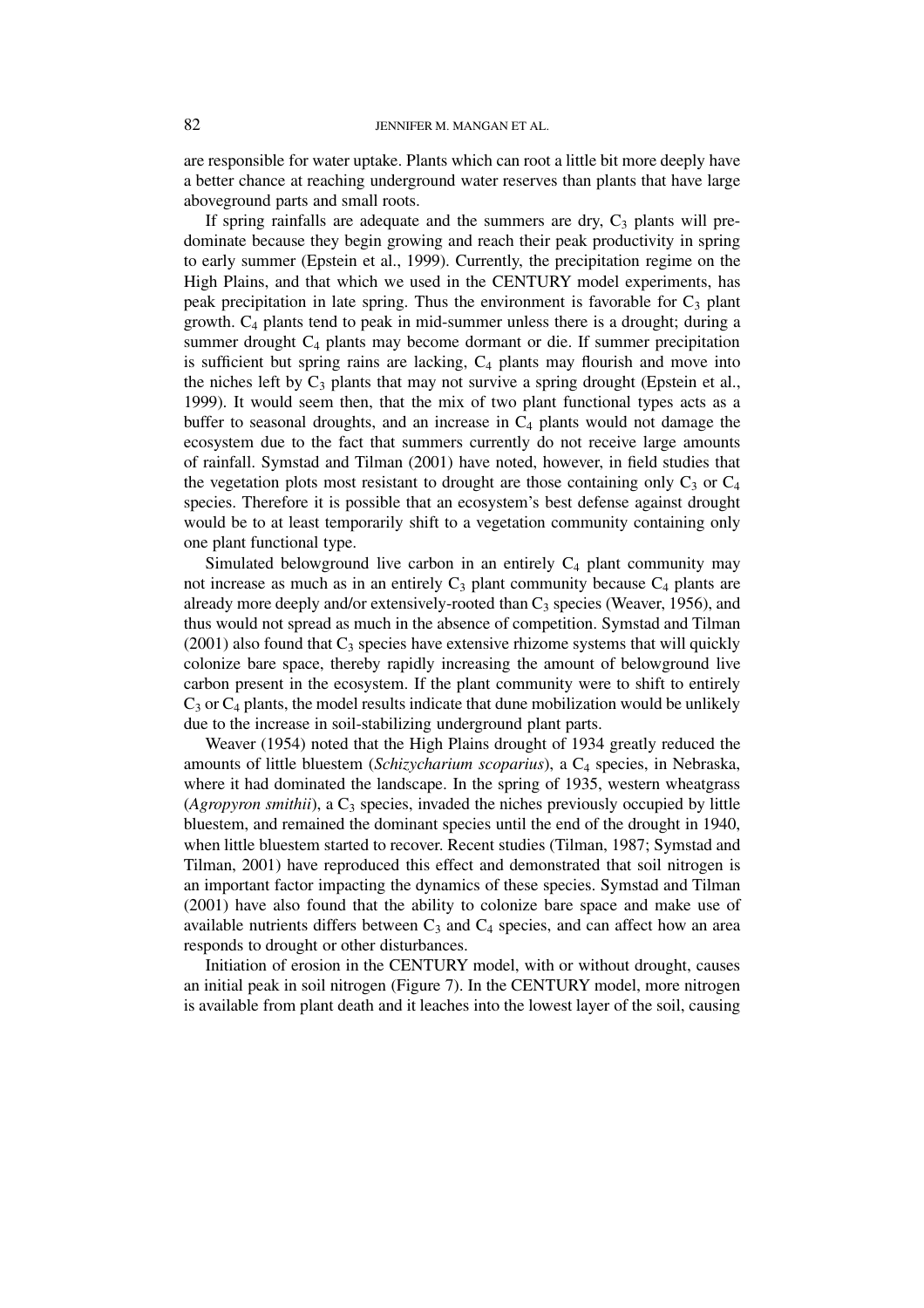are responsible for water uptake. Plants which can root a little bit more deeply have a better chance at reaching underground water reserves than plants that have large aboveground parts and small roots.

If spring rainfalls are adequate and the summers are dry, $C_3$ plants will predominate because they begin growing and reach their peak productivity in spring to early summer (Epstein et al., 1999). Currently, the precipitation regime on the High Plains, and that which we used in the CENTURY model experiments, has peak precipitation in late spring. Thus the environment is favorable for $C_3$ plant growth. $C_4$ plants tend to peak in mid-summer unless there is a drought; during a summer drought $C_4$ plants may become dormant or die. If summer precipitation is sufficient but spring rains are lacking, $C_4$ plants may flourish and move into the niches left by $C_3$ plants that may not survive a spring drought (Epstein et al., 1999). It would seem then, that the mix of two plant functional types acts as a buffer to seasonal droughts, and an increase in $C_4$ plants would not damage the ecosystem due to the fact that summers currently do not receive large amounts of rainfall. Symstad and Tilman (2001) have noted, however, in field studies that the vegetation plots most resistant to drought are those containing only $C_3$ or $C_4$ species. Therefore it is possible that an ecosystem's best defense against drought would be to at least temporarily shift to a vegetation community containing only one plant functional type.

Simulated belowground live carbon in an entirely $C_4$ plant community may not increase as much as in an entirely $C_3$ plant community because $C_4$ plants are already more deeply and/or extensively-rooted than $C_3$ species (Weaver, 1956), and thus would not spread as much in the absence of competition. Symstad and Tilman (2001) also found that $C_3$ species have extensive rhizome systems that will quickly colonize bare space, thereby rapidly increasing the amount of belowground live carbon present in the ecosystem. If the plant community were to shift to entirely $C_3$ or $C_4$ plants, the model results indicate that dune mobilization would be unlikely due to the increase in soil-stabilizing underground plant parts.

Weaver (1954) noted that the High Plains drought of 1934 greatly reduced the amounts of little bluestem (*Schizycharium scoparius*), a $C_4$ species, in Nebraska, where it had dominated the landscape. In the spring of 1935, western wheatgrass (*Agropyron smithii*), a $C_3$ species, invaded the niches previously occupied by little bluestem, and remained the dominant species until the end of the drought in 1940, when little bluestem started to recover. Recent studies (Tilman, 1987; Symstad and Tilman, 2001) have reproduced this effect and demonstrated that soil nitrogen is an important factor impacting the dynamics of these species. Symstad and Tilman (2001) have also found that the ability to colonize bare space and make use of available nutrients differs between $C_3$ and $C_4$ species, and can affect how an area responds to drought or other disturbances.

Initiation of erosion in the CENTURY model, with or without drought, causes an initial peak in soil nitrogen (Figure 7). In the CENTURY model, more nitrogen is available from plant death and it leaches into the lowest layer of the soil, causing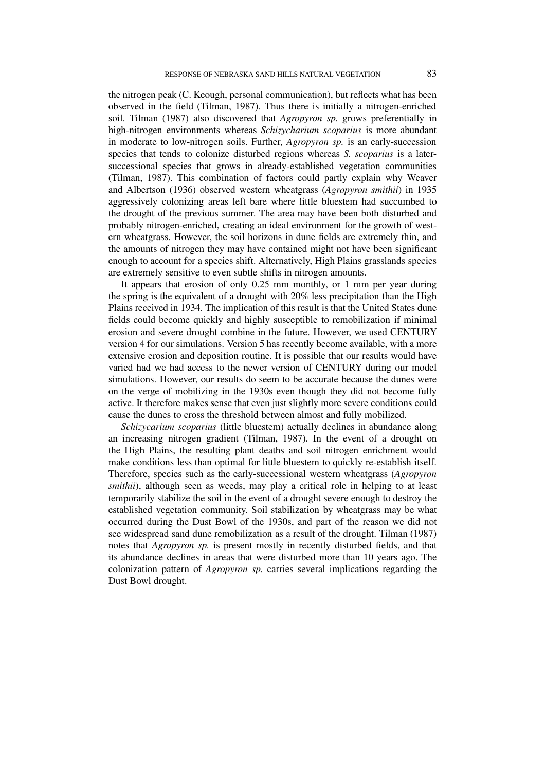the nitrogen peak (C. Keough, personal communication), but reflects what has been observed in the field (Tilman, 1987). Thus there is initially a nitrogen-enriched soil. Tilman (1987) also discovered that *Agropyron sp.* grows preferentially in high-nitrogen environments whereas *Schizycharium scoparius* is more abundant in moderate to low-nitrogen soils. Further, *Agropyron sp.* is an early-succession species that tends to colonize disturbed regions whereas *S. scoparius* is a later-successional species that grows in already-established vegetation communities (Tilman, 1987). This combination of factors could partly explain why Weaver and Albertson (1936) observed western wheatgrass (*Agropyron smithii*) in 1935 aggressively colonizing areas left bare where little bluestem had succumbed to the drought of the previous summer. The area may have been both disturbed and probably nitrogen-enriched, creating an ideal environment for the growth of western wheatgrass. However, the soil horizons in dune fields are extremely thin, and the amounts of nitrogen they may have contained might not have been significant enough to account for a species shift. Alternatively, High Plains grasslands species are extremely sensitive to even subtle shifts in nitrogen amounts.

It appears that erosion of only 0.25 mm monthly, or 1 mm per year during the spring is the equivalent of a drought with 20% less precipitation than the High Plains received in 1934. The implication of this result is that the United States dune fields could become quickly and highly susceptible to remobilization if minimal erosion and severe drought combine in the future. However, we used CENTURY version 4 for our simulations. Version 5 has recently become available, with a more extensive erosion and deposition routine. It is possible that our results would have varied had we had access to the newer version of CENTURY during our model simulations. However, our results do seem to be accurate because the dunes were on the verge of mobilizing in the 1930s even though they did not become fully active. It therefore makes sense that even just slightly more severe conditions could cause the dunes to cross the threshold between almost and fully mobilized.

*Schizycarium scoparius* (little bluestem) actually declines in abundance along an increasing nitrogen gradient (Tilman, 1987). In the event of a drought on the High Plains, the resulting plant deaths and soil nitrogen enrichment would make conditions less than optimal for little bluestem to quickly re-establish itself. Therefore, species such as the early-successional western wheatgrass (*Agropyron smithii*), although seen as weeds, may play a critical role in helping to at least temporarily stabilize the soil in the event of a drought severe enough to destroy the established vegetation community. Soil stabilization by wheatgrass may be what occurred during the Dust Bowl of the 1930s, and part of the reason we did not see widespread sand dune remobilization as a result of the drought. Tilman (1987) notes that *Agropyron sp.* is present mostly in recently disturbed fields, and that its abundance declines in areas that were disturbed more than 10 years ago. The colonization pattern of *Agropyron sp.* carries several implications regarding the Dust Bowl drought.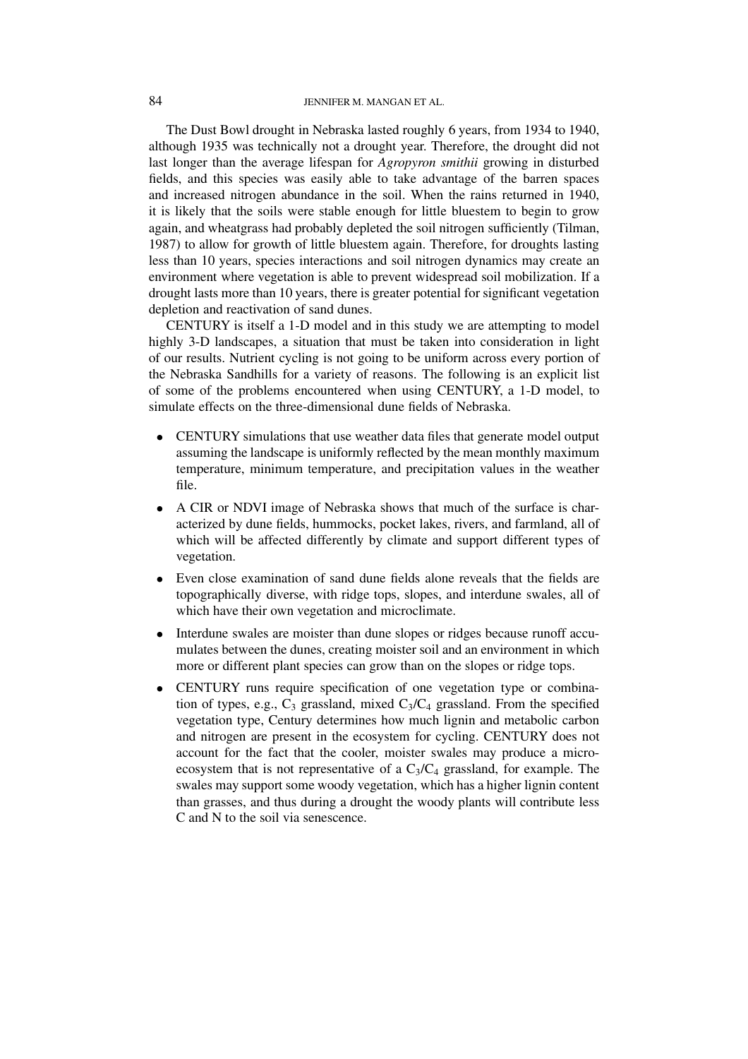The Dust Bowl drought in Nebraska lasted roughly 6 years, from 1934 to 1940, although 1935 was technically not a drought year. Therefore, the drought did not last longer than the average lifespan for *Agropyron smithii* growing in disturbed fields, and this species was easily able to take advantage of the barren spaces and increased nitrogen abundance in the soil. When the rains returned in 1940, it is likely that the soils were stable enough for little bluestem to begin to grow again, and wheatgrass had probably depleted the soil nitrogen sufficiently (Tilman, 1987) to allow for growth of little bluestem again. Therefore, for droughts lasting less than 10 years, species interactions and soil nitrogen dynamics may create an environment where vegetation is able to prevent widespread soil mobilization. If a drought lasts more than 10 years, there is greater potential for significant vegetation depletion and reactivation of sand dunes.

CENTURY is itself a 1-D model and in this study we are attempting to model highly 3-D landscapes, a situation that must be taken into consideration in light of our results. Nutrient cycling is not going to be uniform across every portion of the Nebraska Sandhills for a variety of reasons. The following is an explicit list of some of the problems encountered when using CENTURY, a 1-D model, to simulate effects on the three-dimensional dune fields of Nebraska.

- CENTURY simulations that use weather data files that generate model output assuming the landscape is uniformly reflected by the mean monthly maximum temperature, minimum temperature, and precipitation values in the weather file.
- A CIR or NDVI image of Nebraska shows that much of the surface is characterized by dune fields, hummocks, pocket lakes, rivers, and farmland, all of which will be affected differently by climate and support different types of vegetation.
- Even close examination of sand dune fields alone reveals that the fields are topographically diverse, with ridge tops, slopes, and interdune swales, all of which have their own vegetation and microclimate.
- Interdune swales are moister than dune slopes or ridges because runoff accumulates between the dunes, creating moister soil and an environment in which more or different plant species can grow than on the slopes or ridge tops.
- CENTURY runs require specification of one vegetation type or combination of types, e.g., $C_3$ grassland, mixed $C_3$/$C_4$ grassland. From the specified vegetation type, Century determines how much lignin and metabolic carbon and nitrogen are present in the ecosystem for cycling. CENTURY does not account for the fact that the cooler, moister swales may produce a micro-ecosystem that is not representative of a $C_3$/$C_4$ grassland, for example. The swales may support some woody vegetation, which has a higher lignin content than grasses, and thus during a drought the woody plants will contribute less C and N to the soil via senescence.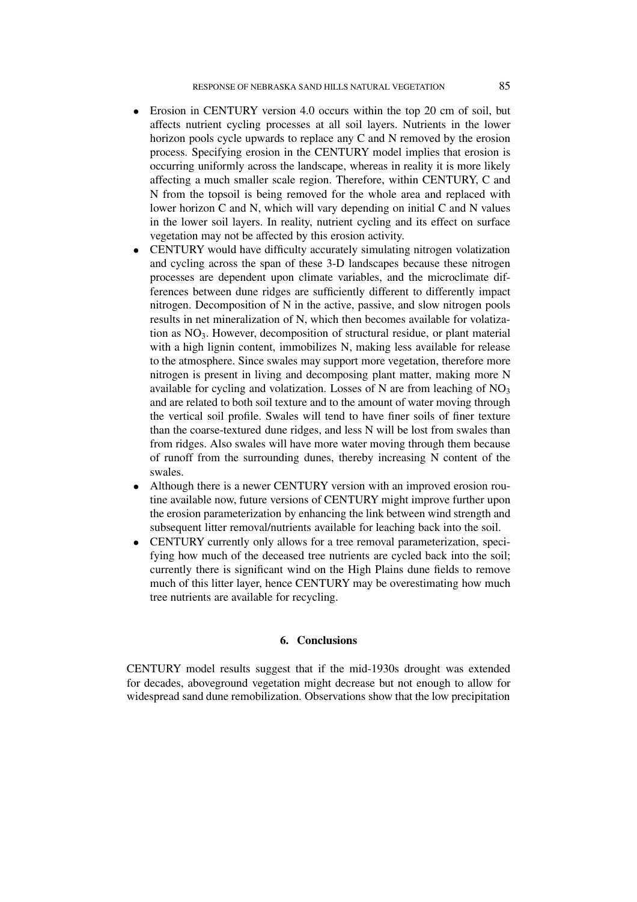- Erosion in CENTURY version 4.0 occurs within the top 20 cm of soil, but affects nutrient cycling processes at all soil layers. Nutrients in the lower horizon pools cycle upwards to replace any C and N removed by the erosion process. Specifying erosion in the CENTURY model implies that erosion is occurring uniformly across the landscape, whereas in reality it is more likely affecting a much smaller scale region. Therefore, within CENTURY, C and N from the topsoil is being removed for the whole area and replaced with lower horizon C and N, which will vary depending on initial C and N values in the lower soil layers. In reality, nutrient cycling and its effect on surface vegetation may not be affected by this erosion activity.
- CENTURY would have difficulty accurately simulating nitrogen volatization and cycling across the span of these 3-D landscapes because these nitrogen processes are dependent upon climate variables, and the microclimate differences between dune ridges are sufficiently different to differently impact nitrogen. Decomposition of N in the active, passive, and slow nitrogen pools results in net mineralization of N, which then becomes available for volatization as $NO_3$. However, decomposition of structural residue, or plant material with a high lignin content, immobilizes N, making less available for release to the atmosphere. Since swales may support more vegetation, therefore more nitrogen is present in living and decomposing plant matter, making more N available for cycling and volatization. Losses of N are from leaching of $NO_3$ and are related to both soil texture and to the amount of water moving through the vertical soil profile. Swales will tend to have finer soils of finer texture than the coarse-textured dune ridges, and less N will be lost from swales than from ridges. Also swales will have more water moving through them because of runoff from the surrounding dunes, thereby increasing N content of the swales.
- Although there is a newer CENTURY version with an improved erosion routine available now, future versions of CENTURY might improve further upon the erosion parameterization by enhancing the link between wind strength and subsequent litter removal/nutrients available for leaching back into the soil.
- CENTURY currently only allows for a tree removal parameterization, specifying how much of the deceased tree nutrients are cycled back into the soil; currently there is significant wind on the High Plains dune fields to remove much of this litter layer, hence CENTURY may be overestimating how much tree nutrients are available for recycling.

## 6. Conclusions

CENTURY model results suggest that if the mid-1930s drought was extended for decades, aboveground vegetation might decrease but not enough to allow for widespread sand dune remobilization. Observations show that the low precipitation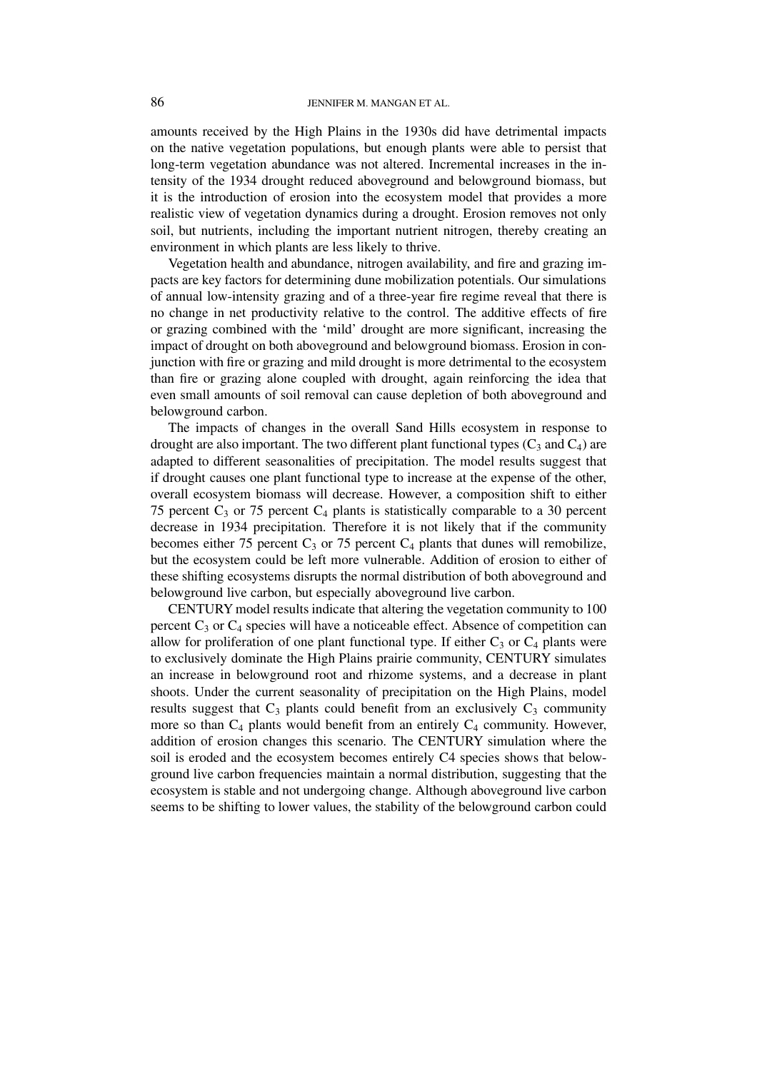amounts received by the High Plains in the 1930s did have detrimental impacts on the native vegetation populations, but enough plants were able to persist that long-term vegetation abundance was not altered. Incremental increases in the intensity of the 1934 drought reduced aboveground and belowground biomass, but it is the introduction of erosion into the ecosystem model that provides a more realistic view of vegetation dynamics during a drought. Erosion removes not only soil, but nutrients, including the important nutrient nitrogen, thereby creating an environment in which plants are less likely to thrive.

Vegetation health and abundance, nitrogen availability, and fire and grazing impacts are key factors for determining dune mobilization potentials. Our simulations of annual low-intensity grazing and of a three-year fire regime reveal that there is no change in net productivity relative to the control. The additive effects of fire or grazing combined with the 'mild' drought are more significant, increasing the impact of drought on both aboveground and belowground biomass. Erosion in conjunction with fire or grazing and mild drought is more detrimental to the ecosystem than fire or grazing alone coupled with drought, again reinforcing the idea that even small amounts of soil removal can cause depletion of both aboveground and belowground carbon.

The impacts of changes in the overall Sand Hills ecosystem in response to drought are also important. The two different plant functional types ($C_3$ and $C_4$) are adapted to different seasonalities of precipitation. The model results suggest that if drought causes one plant functional type to increase at the expense of the other, overall ecosystem biomass will decrease. However, a composition shift to either 75 percent $C_3$ or 75 percent $C_4$ plants is statistically comparable to a 30 percent decrease in 1934 precipitation. Therefore it is not likely that if the community becomes either 75 percent $C_3$ or 75 percent $C_4$ plants that dunes will remobilize, but the ecosystem could be left more vulnerable. Addition of erosion to either of these shifting ecosystems disrupts the normal distribution of both aboveground and belowground live carbon, but especially aboveground live carbon.

CENTURY model results indicate that altering the vegetation community to 100 percent $C_3$ or $C_4$ species will have a noticeable effect. Absence of competition can allow for proliferation of one plant functional type. If either $C_3$ or $C_4$ plants were to exclusively dominate the High Plains prairie community, CENTURY simulates an increase in belowground root and rhizome systems, and a decrease in plant shoots. Under the current seasonality of precipitation on the High Plains, model results suggest that $C_3$ plants could benefit from an exclusively $C_3$ community more so than $C_4$ plants would benefit from an entirely $C_4$ community. However, addition of erosion changes this scenario. The CENTURY simulation where the soil is eroded and the ecosystem becomes entirely C4 species shows that belowground live carbon frequencies maintain a normal distribution, suggesting that the ecosystem is stable and not undergoing change. Although aboveground live carbon seems to be shifting to lower values, the stability of the belowground carbon could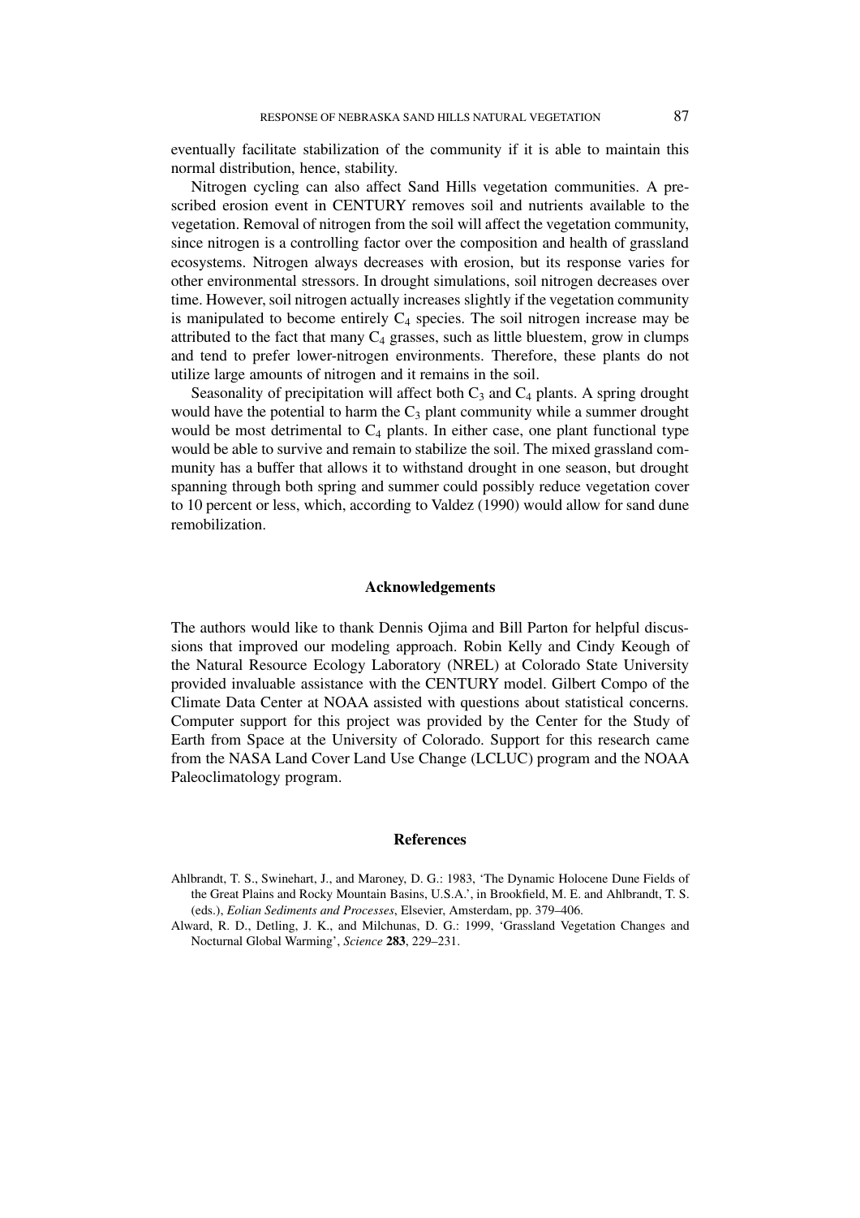eventually facilitate stabilization of the community if it is able to maintain this normal distribution, hence, stability.

Nitrogen cycling can also affect Sand Hills vegetation communities. A prescribed erosion event in CENTURY removes soil and nutrients available to the vegetation. Removal of nitrogen from the soil will affect the vegetation community, since nitrogen is a controlling factor over the composition and health of grassland ecosystems. Nitrogen always decreases with erosion, but its response varies for other environmental stressors. In drought simulations, soil nitrogen decreases over time. However, soil nitrogen actually increases slightly if the vegetation community is manipulated to become entirely $C_4$ species. The soil nitrogen increase may be attributed to the fact that many $C_4$ grasses, such as little bluestem, grow in clumps and tend to prefer lower-nitrogen environments. Therefore, these plants do not utilize large amounts of nitrogen and it remains in the soil.

Seasonality of precipitation will affect both $C_3$ and $C_4$ plants. A spring drought would have the potential to harm the $C_3$ plant community while a summer drought would be most detrimental to $C_4$ plants. In either case, one plant functional type would be able to survive and remain to stabilize the soil. The mixed grassland community has a buffer that allows it to withstand drought in one season, but drought spanning through both spring and summer could possibly reduce vegetation cover to 10 percent or less, which, according to Valdez (1990) would allow for sand dune remobilization.

## Acknowledgements

The authors would like to thank Dennis Ojima and Bill Parton for helpful discussions that improved our modeling approach. Robin Kelly and Cindy Keough of the Natural Resource Ecology Laboratory (NREL) at Colorado State University provided invaluable assistance with the CENTURY model. Gilbert Compo of the Climate Data Center at NOAA assisted with questions about statistical concerns. Computer support for this project was provided by the Center for the Study of Earth from Space at the University of Colorado. Support for this research came from the NASA Land Cover Land Use Change (LCLUC) program and the NOAA Paleoclimatology program.

## References

Ahlbrandt, T. S., Swinehart, J., and Maroney, D. G.: 1983, 'The Dynamic Holocene Dune Fields of the Great Plains and Rocky Mountain Basins, U.S.A.', in Brookfield, M. E. and Ahlbrandt, T. S. (eds.), *Eolian Sediments and Processes*, Elsevier, Amsterdam, pp. 379–406.

Alward, R. D., Detling, J. K., and Milchunas, D. G.: 1999, 'Grassland Vegetation Changes and Nocturnal Global Warming', *Science* **283**, 229–231.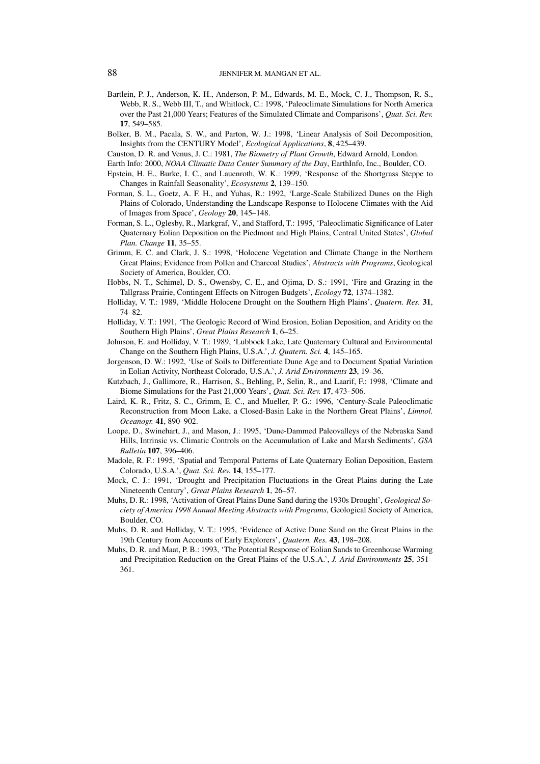Bartlein, P. J., Anderson, K. H., Anderson, P. M., Edwards, M. E., Mock, C. J., Thompson, R. S., Webb, R. S., Webb III, T., and Whitlock, C.: 1998, 'Paleoclimate Simulations for North America over the Past 21,000 Years; Features of the Simulated Climate and Comparisons', *Quat. Sci. Rev.* **17**, 549–585.

Bolker, B. M., Pacala, S. W., and Parton, W. J.: 1998, 'Linear Analysis of Soil Decomposition, Insights from the CENTURY Model', *Ecological Applications*, **8**, 425–439.

Causton, D. R. and Venus, J. C.: 1981, *The Biometry of Plant Growth*, Edward Arnold, London.

Earth Info: 2000, *NOAA Climatic Data Center Summary of the Day*, EarthInfo, Inc., Boulder, CO.

Epstein, H. E., Burke, I. C., and Lauenroth, W. K.: 1999, 'Response of the Shortgrass Steppe to Changes in Rainfall Seasonality', *Ecosystems* **2**, 139–150.

Forman, S. L., Goetz, A. F. H., and Yuhas, R.: 1992, 'Large-Scale Stabilized Dunes on the High Plains of Colorado, Understanding the Landscape Response to Holocene Climates with the Aid of Images from Space', *Geology* **20**, 145–148.

Forman, S. L., Oglesby, R., Markgraf, V., and Stafford, T.: 1995, 'Paleoclimatic Significance of Later Quaternary Eolian Deposition on the Piedmont and High Plains, Central United States', *Global Plan. Change* **11**, 35–55.

Grimm, E. C. and Clark, J. S.: 1998, 'Holocene Vegetation and Climate Change in the Northern Great Plains; Evidence from Pollen and Charcoal Studies', *Abstracts with Programs*, Geological Society of America, Boulder, CO.

Hobbs, N. T., Schimel, D. S., Owensby, C. E., and Ojima, D. S.: 1991, 'Fire and Grazing in the Tallgrass Prairie, Contingent Effects on Nitrogen Budgets', *Ecology* **72**, 1374–1382.

Holliday, V. T.: 1989, 'Middle Holocene Drought on the Southern High Plains', *Quatern. Res.* **31**, 74–82.

Holliday, V. T.: 1991, 'The Geologic Record of Wind Erosion, Eolian Deposition, and Aridity on the Southern High Plains', *Great Plains Research* **1**, 6–25.

Johnson, E. and Holliday, V. T.: 1989, 'Lubbock Lake, Late Quaternary Cultural and Environmental Change on the Southern High Plains, U.S.A.', *J. Quatern. Sci.* **4**, 145–165.

Jorgenson, D. W.: 1992, 'Use of Soils to Differentiate Dune Age and to Document Spatial Variation in Eolian Activity, Northeast Colorado, U.S.A.', *J. Arid Environments* **23**, 19–36.

Kutzbach, J., Gallimore, R., Harrison, S., Behling, P., Selin, R., and Laarif, F.: 1998, 'Climate and Biome Simulations for the Past 21,000 Years', *Quat. Sci. Rev.* **17**, 473–506.

Laird, K. R., Fritz, S. C., Grimm, E. C., and Mueller, P. G.: 1996, 'Century-Scale Paleoclimatic Reconstruction from Moon Lake, a Closed-Basin Lake in the Northern Great Plains', *Limnol. Oceanogr.* **41**, 890–902.

Loope, D., Swinehart, J., and Mason, J.: 1995, 'Dune-Dammed Paleovalleys of the Nebraska Sand Hills, Intrinsic vs. Climatic Controls on the Accumulation of Lake and Marsh Sediments', *GSA Bulletin* **107**, 396–406.

Madole, R. F.: 1995, 'Spatial and Temporal Patterns of Late Quaternary Eolian Deposition, Eastern Colorado, U.S.A.', *Quat. Sci. Rev.* **14**, 155–177.

Mock, C. J.: 1991, 'Drought and Precipitation Fluctuations in the Great Plains during the Late Nineteenth Century', *Great Plains Research* **1**, 26–57.

Muhs, D. R.: 1998, 'Activation of Great Plains Dune Sand during the 1930s Drought', *Geological Society of America 1998 Annual Meeting Abstracts with Programs*, Geological Society of America, Boulder, CO.

Muhs, D. R. and Holliday, V. T.: 1995, 'Evidence of Active Dune Sand on the Great Plains in the 19th Century from Accounts of Early Explorers', *Quatern. Res.* **43**, 198–208.

Muhs, D. R. and Maat, P. B.: 1993, 'The Potential Response of Eolian Sands to Greenhouse Warming and Precipitation Reduction on the Great Plains of the U.S.A.', *J. Arid Environments* **25**, 351–361.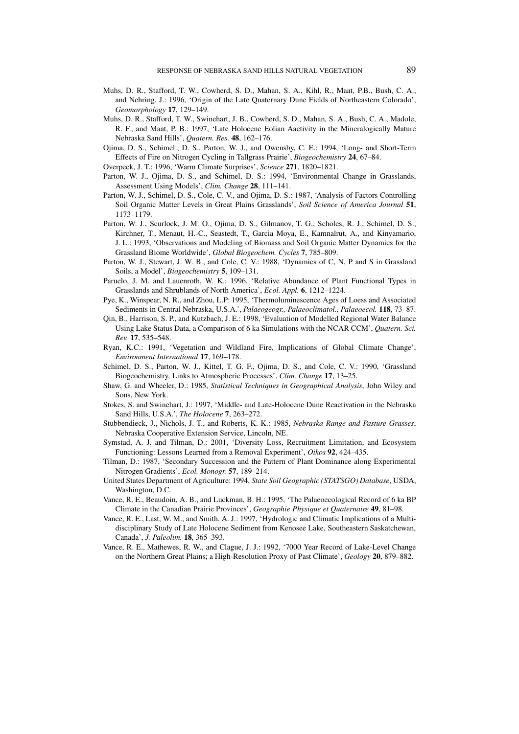Muhs, D. R., Stafford, T. W., Cowherd, S. D., Mahan, S. A., Kihl, R., Maat, P.B., Bush, C. A., and Nehring, J.: 1996, 'Origin of the Late Quaternary Dune Fields of Northeastern Colorado', *Geomorphology* **17**, 129–149.

Muhs, D. R., Stafford, T. W., Swinehart, J. B., Cowherd, S. D., Mahan, S. A., Bush, C. A., Madole, R. F., and Maat, P. B.: 1997, 'Late Holocene Eolian Aactivity in the Mineralogically Mature Nebraska Sand Hills', *Quatern. Res.* **48**, 162–176.

Ojima, D. S., Schimel., D. S., Parton, W. J., and Owensby, C. E.: 1994, 'Long- and Short-Term Effects of Fire on Nitrogen Cycling in Tallgrass Prairie', *Biogeochemistry* **24**, 67–84.

Overpeck, J. T.: 1996, 'Warm Climate Surprises', *Science* **271**, 1820–1821.

Parton, W. J., Ojima, D. S., and Schimel, D. S.: 1994, 'Environmental Change in Grasslands, Assessment Using Models', *Clim. Change* **28**, 111–141.

Parton, W. J., Schimel, D. S., Cole, C. V., and Ojima, D. S.: 1987, 'Analysis of Factors Controlling Soil Organic Matter Levels in Great Plains Grasslands', *Soil Science of America Journal* **51**, 1173–1179.

Parton, W. J., Scurlock, J. M. O., Ojima, D. S., Gilmanov, T. G., Scholes, R. J., Schimel, D. S., Kirchner, T., Menaut, H.-C., Seastedt, T., Garcia Moya, E., Kamnalrut, A., and Kinyamario, J. L.: 1993, 'Observations and Modeling of Biomass and Soil Organic Matter Dynamics for the Grassland Biome Worldwide', *Global Biogeochem. Cycles* **7**, 785–809.

Parton, W. J., Stewart, J. W. B., and Cole, C. V.: 1988, 'Dynamics of C, N, P and S in Grassland Soils, a Model', *Biogeochemistry* **5**, 109–131.

Paruelo, J. M. and Lauenroth, W. K.: 1996, 'Relative Abundance of Plant Functional Types in Grasslands and Shrublands of North America', *Ecol. Appl.* **6**, 1212–1224.

Pye, K., Winspear, N. R., and Zhou, L.P: 1995, 'Thermoluminescence Ages of Loess and Associated Sediments in Central Nebraska, U.S.A.', *Palaeogeogr., Palaeoclimatol., Palaeoecol.* **118**, 73–87.

Qin, B., Harrison, S. P., and Kutzbach, J. E.: 1998, 'Evaluation of Modelled Regional Water Balance Using Lake Status Data, a Comparison of 6 ka Simulations with the NCAR CCM', *Quatern. Sci. Rev.* **17**, 535–548.

Ryan, K.C.: 1991, 'Vegetation and Wildland Fire, Implications of Global Climate Change', *Environment International* **17**, 169–178.

Schimel, D. S., Parton, W. J., Kittel, T. G. F., Ojima, D. S., and Cole, C. V.: 1990, 'Grassland Biogeochemistry, Links to Atmospheric Processes', *Clim. Change* **17**, 13–25.

Shaw, G. and Wheeler, D.: 1985, *Statistical Techniques in Geographical Analysis*, John Wiley and Sons, New York.

Stokes, S. and Swinehart, J.: 1997, 'Middle- and Late-Holocene Dune Reactivation in the Nebraska Sand Hills, U.S.A.', *The Holocene* **7**, 263–272.

Stubbendieck, J., Nichols, J. T., and Roberts, K. K.: 1985, *Nebraska Range and Pasture Grasses*, Nebraska Cooperative Extension Service, Lincoln, NE.

Symstad, A. J. and Tilman, D.: 2001, 'Diversity Loss, Recruitment Limitation, and Ecosystem Functioning: Lessons Learned from a Removal Experiment', *Oikos* **92**, 424–435.

Tilman, D.: 1987, 'Secondary Succession and the Pattern of Plant Dominance along Experimental Nitrogen Gradients', *Ecol. Monogr.* **57**, 189–214.

United States Department of Agriculture: 1994, *State Soil Geographic (STATSGO) Database*, USDA, Washington, D.C.

Vance, R. E., Beaudoin, A. B., and Luckman, B. H.: 1995, 'The Palaeoecological Record of 6 ka BP Climate in the Canadian Prairie Provinces', *Geographie Physique et Quaternaire* **49**, 81–98.

Vance, R. E., Last, W. M., and Smith, A. J.: 1997, 'Hydrologic and Climatic Implications of a Multidisciplinary Study of Late Holocene Sediment from Kenosee Lake, Southeastern Saskatchewan, Canada', *J. Paleolim.* **18**, 365–393.

Vance, R. E., Mathewes, R. W., and Clague, J. J.: 1992, '7000 Year Record of Lake-Level Change on the Northern Great Plains; a High-Resolution Proxy of Past Climate', *Geology* **20**, 879–882.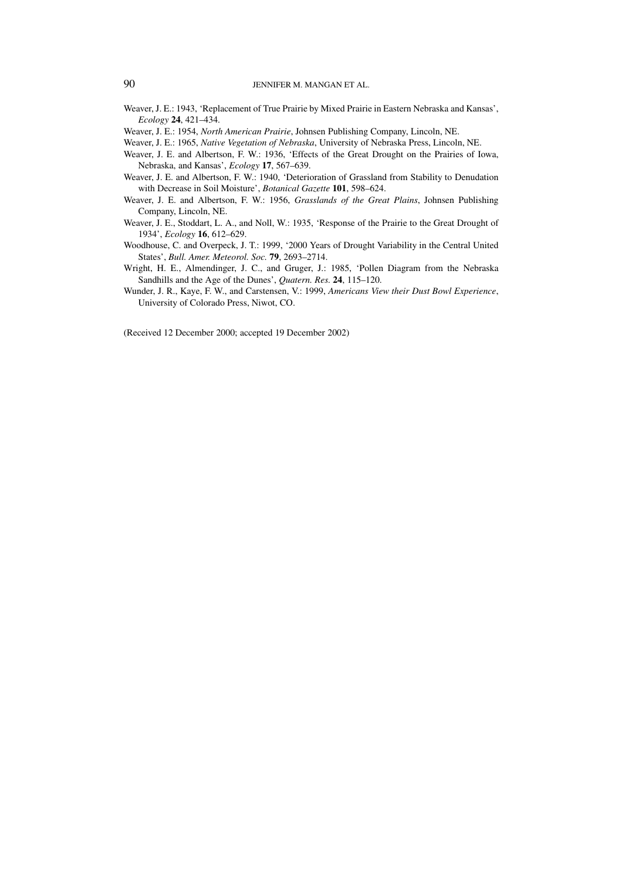Weaver, J. E.: 1943, 'Replacement of True Prairie by Mixed Prairie in Eastern Nebraska and Kansas', *Ecology* **24**, 421–434.

Weaver, J. E.: 1954, *North American Prairie*, Johnsen Publishing Company, Lincoln, NE.

Weaver, J. E.: 1965, *Native Vegetation of Nebraska*, University of Nebraska Press, Lincoln, NE.

Weaver, J. E. and Albertson, F. W.: 1936, 'Effects of the Great Drought on the Prairies of Iowa, Nebraska, and Kansas', *Ecology* **17**, 567–639.

Weaver, J. E. and Albertson, F. W.: 1940, 'Deterioration of Grassland from Stability to Denudation with Decrease in Soil Moisture', *Botanical Gazette* **101**, 598–624.

Weaver, J. E. and Albertson, F. W.: 1956, *Grasslands of the Great Plains*, Johnsen Publishing Company, Lincoln, NE.

Weaver, J. E., Stoddart, L. A., and Noll, W.: 1935, 'Response of the Prairie to the Great Drought of 1934', *Ecology* **16**, 612–629.

Woodhouse, C. and Overpeck, J. T.: 1999, '2000 Years of Drought Variability in the Central United States', *Bull. Amer. Meteorol. Soc.* **79**, 2693–2714.

Wright, H. E., Almendinger, J. C., and Gruger, J.: 1985, 'Pollen Diagram from the Nebraska Sandhills and the Age of the Dunes', *Quatern. Res.* **24**, 115–120.

Wunder, J. R., Kaye, F. W., and Carstensen, V.: 1999, *Americans View their Dust Bowl Experience*, University of Colorado Press, Niwot, CO.

(Received 12 December 2000; accepted 19 December 2002)